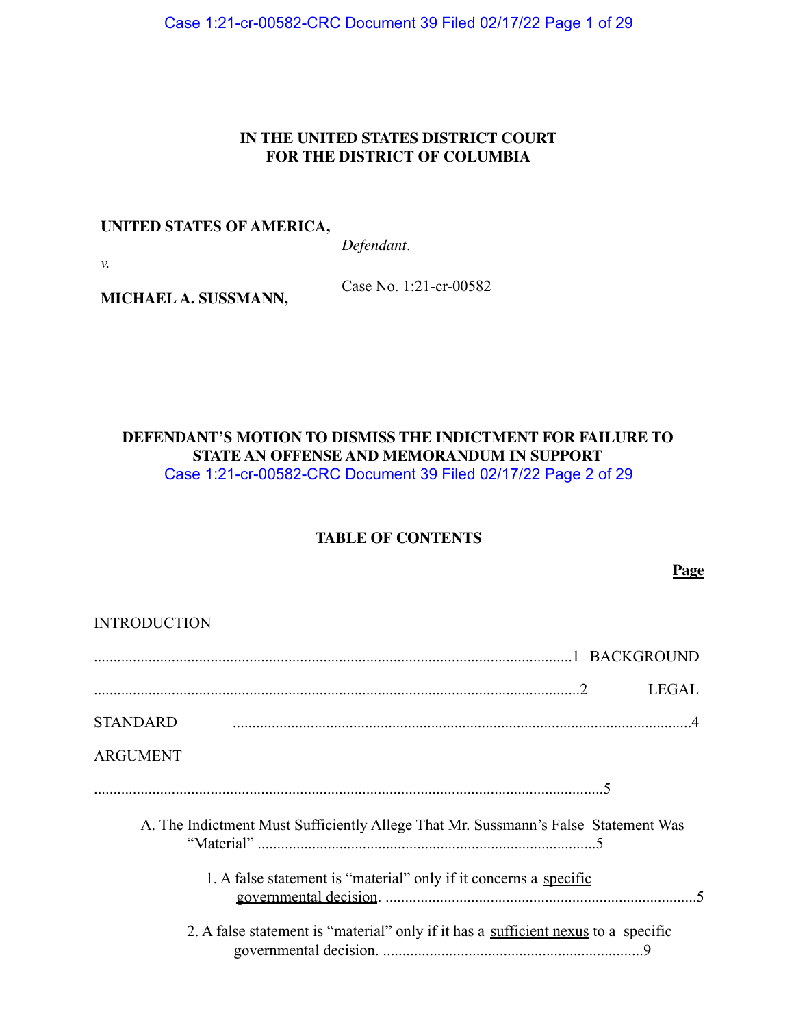**IN THE UNITED STATES DISTRICT COURT**
**FOR THE DISTRICT OF COLUMBIA**

**UNITED STATES OF AMERICA,**

*Defendant*.

*v.*

Case No. 1:21-cr-00582

**MICHAEL A. SUSSMANN,**

**DEFENDANT'S MOTION TO DISMISS THE INDICTMENT FOR FAILURE TO STATE AN OFFENSE AND MEMORANDUM IN SUPPORT**

**TABLE OF CONTENTS**

**Page**

INTRODUCTION ....................................................................................................................1

BACKGROUND ....................................................................................................................2

LEGAL STANDARD ....................................................................................................................4

ARGUMENT ....................................................................................................................5

A. The Indictment Must Sufficiently Allege That Mr. Sussmann's False Statement Was "Material" ....................................................................................5

1. A false statement is "material" only if it concerns a specific governmental decision. ....................................................................................5

2. A false statement is "material" only if it has a sufficient nexus to a specific governmental decision. ....................................................................9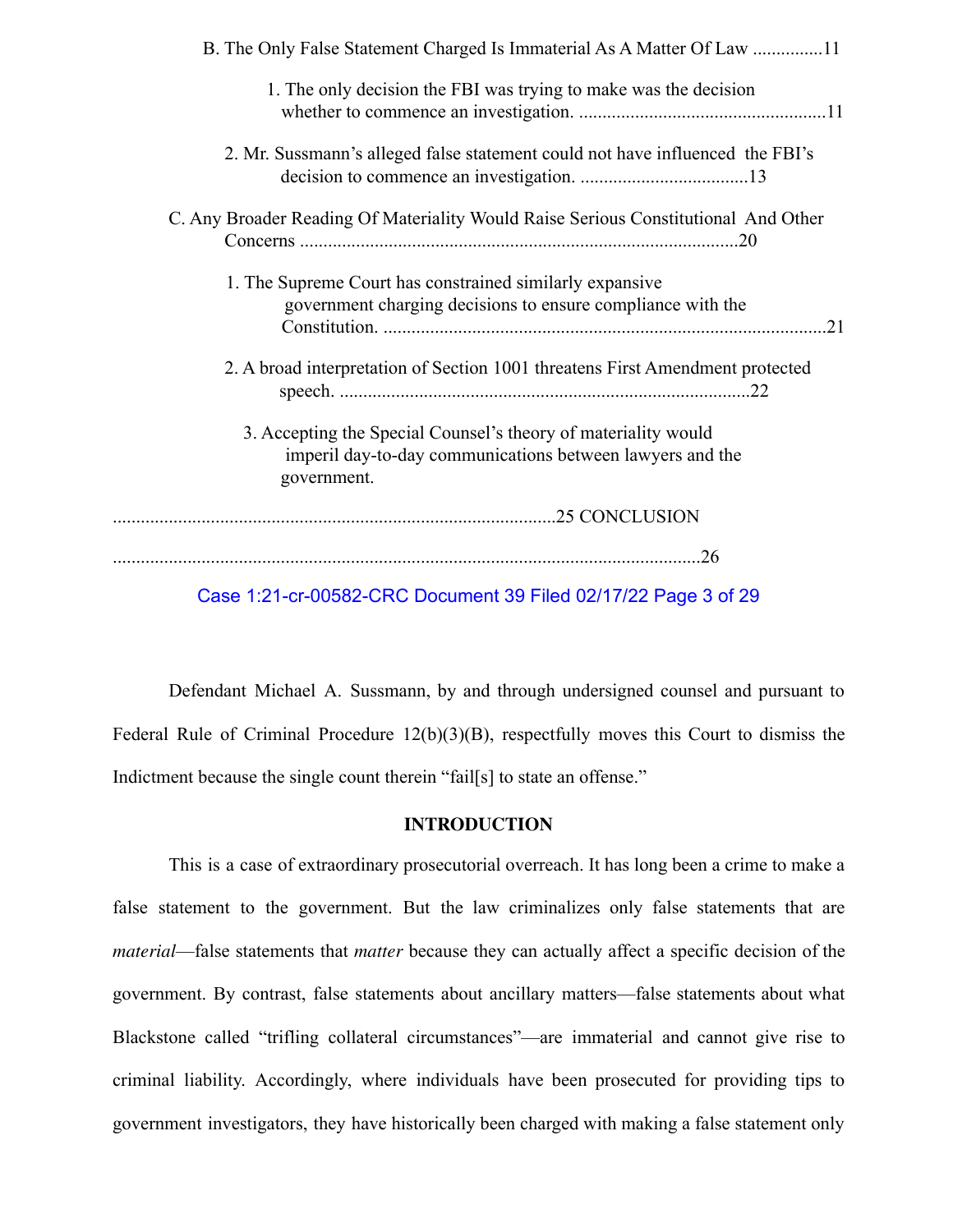B. The Only False Statement Charged Is Immaterial As A Matter Of Law ...............11

1. The only decision the FBI was trying to make was the decision whether to commence an investigation. .....................................................11

2. Mr. Sussmann's alleged false statement could not have influenced the FBI's decision to commence an investigation. ....................................13

C. Any Broader Reading Of Materiality Would Raise Serious Constitutional And Other Concerns ..............................................................................................20

1. The Supreme Court has constrained similarly expansive government charging decisions to ensure compliance with the Constitution. ...............................................................................................21

2. A broad interpretation of Section 1001 threatens First Amendment protected speech. ........................................................................................22

3. Accepting the Special Counsel's theory of materiality would imperil day-to-day communications between lawyers and the government. ..............................................................................................25

CONCLUSION ..............................................................................................................................26

Defendant Michael A. Sussmann, by and through undersigned counsel and pursuant to Federal Rule of Criminal Procedure 12(b)(3)(B), respectfully moves this Court to dismiss the Indictment because the single count therein "fail[s] to state an offense."

## INTRODUCTION

This is a case of extraordinary prosecutorial overreach. It has long been a crime to make a false statement to the government. But the law criminalizes only false statements that are *material*—false statements that *matter* because they can actually affect a specific decision of the government. By contrast, false statements about ancillary matters—false statements about what Blackstone called "trifling collateral circumstances"—are immaterial and cannot give rise to criminal liability. Accordingly, where individuals have been prosecuted for providing tips to government investigators, they have historically been charged with making a false statement only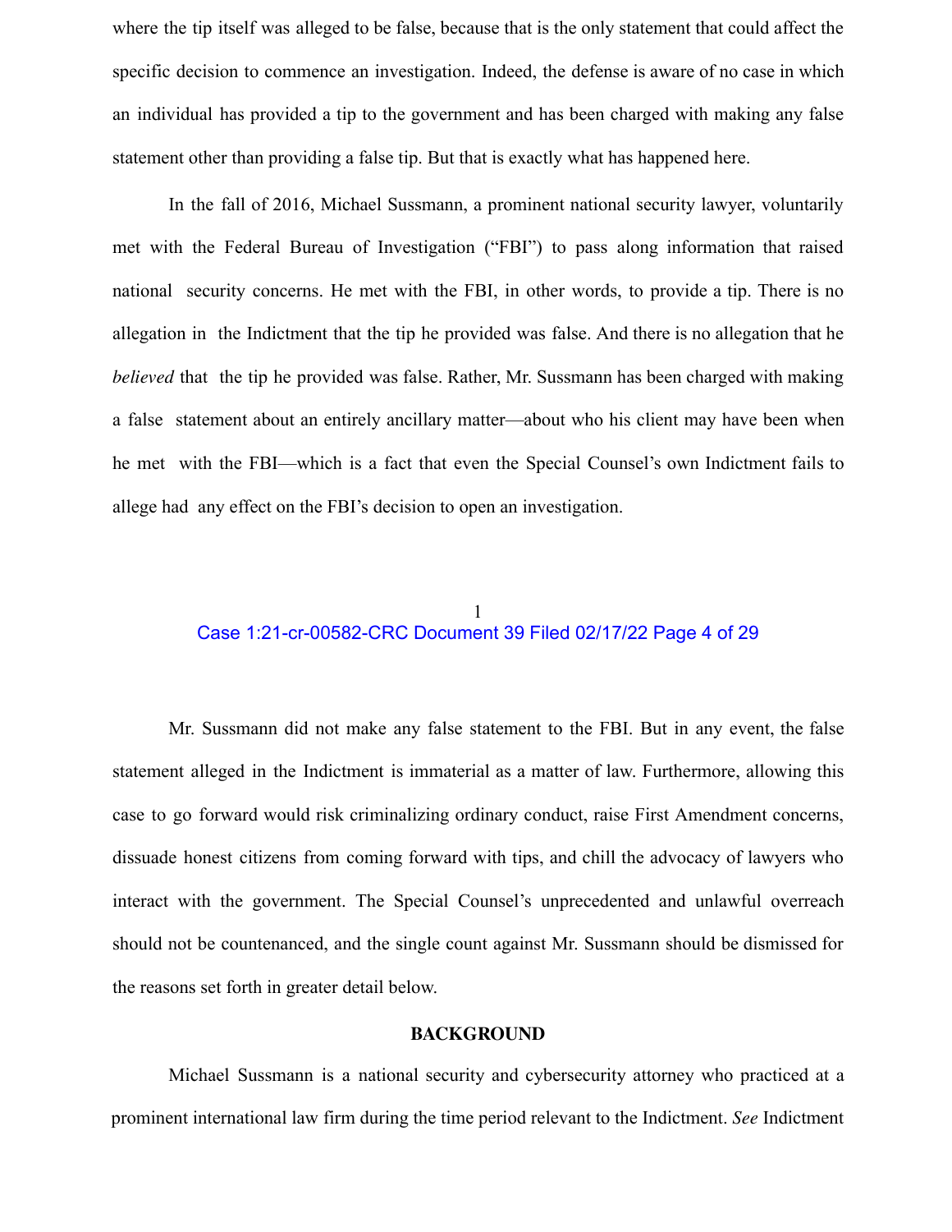where the tip itself was alleged to be false, because that is the only statement that could affect the specific decision to commence an investigation. Indeed, the defense is aware of no case in which an individual has provided a tip to the government and has been charged with making any false statement other than providing a false tip. But that is exactly what has happened here.

In the fall of 2016, Michael Sussmann, a prominent national security lawyer, voluntarily met with the Federal Bureau of Investigation ("FBI") to pass along information that raised national security concerns. He met with the FBI, in other words, to provide a tip. There is no allegation in the Indictment that the tip he provided was false. And there is no allegation that he *believed* that the tip he provided was false. Rather, Mr. Sussmann has been charged with making a false statement about an entirely ancillary matter—about who his client may have been when he met with the FBI—which is a fact that even the Special Counsel's own Indictment fails to allege had any effect on the FBI's decision to open an investigation.

Mr. Sussmann did not make any false statement to the FBI. But in any event, the false statement alleged in the Indictment is immaterial as a matter of law. Furthermore, allowing this case to go forward would risk criminalizing ordinary conduct, raise First Amendment concerns, dissuade honest citizens from coming forward with tips, and chill the advocacy of lawyers who interact with the government. The Special Counsel's unprecedented and unlawful overreach should not be countenanced, and the single count against Mr. Sussmann should be dismissed for the reasons set forth in greater detail below.

## BACKGROUND

Michael Sussmann is a national security and cybersecurity attorney who practiced at a prominent international law firm during the time period relevant to the Indictment. *See* Indictment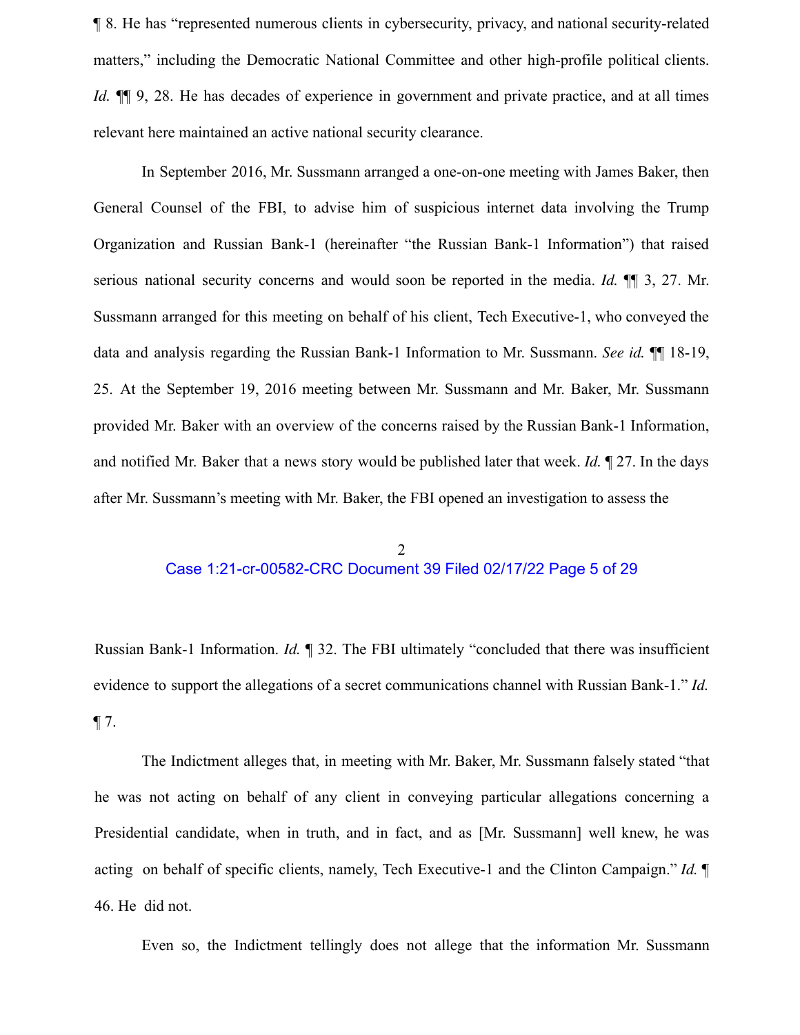¶ 8. He has "represented numerous clients in cybersecurity, privacy, and national security-related matters," including the Democratic National Committee and other high-profile political clients. *Id.* ¶¶ 9, 28. He has decades of experience in government and private practice, and at all times relevant here maintained an active national security clearance.

In September 2016, Mr. Sussmann arranged a one-on-one meeting with James Baker, then General Counsel of the FBI, to advise him of suspicious internet data involving the Trump Organization and Russian Bank-1 (hereinafter "the Russian Bank-1 Information") that raised serious national security concerns and would soon be reported in the media. *Id.* ¶¶ 3, 27. Mr. Sussmann arranged for this meeting on behalf of his client, Tech Executive-1, who conveyed the data and analysis regarding the Russian Bank-1 Information to Mr. Sussmann. *See id.* ¶¶ 18-19, 25. At the September 19, 2016 meeting between Mr. Sussmann and Mr. Baker, Mr. Sussmann provided Mr. Baker with an overview of the concerns raised by the Russian Bank-1 Information, and notified Mr. Baker that a news story would be published later that week. *Id.* ¶ 27. In the days after Mr. Sussmann's meeting with Mr. Baker, the FBI opened an investigation to assess the Russian Bank-1 Information. *Id.* ¶ 32. The FBI ultimately "concluded that there was insufficient evidence to support the allegations of a secret communications channel with Russian Bank-1." *Id.* ¶ 7.

The Indictment alleges that, in meeting with Mr. Baker, Mr. Sussmann falsely stated "that he was not acting on behalf of any client in conveying particular allegations concerning a Presidential candidate, when in truth, and in fact, and as [Mr. Sussmann] well knew, he was acting on behalf of specific clients, namely, Tech Executive-1 and the Clinton Campaign." *Id.* ¶ 46. He did not.

Even so, the Indictment tellingly does not allege that the information Mr. Sussmann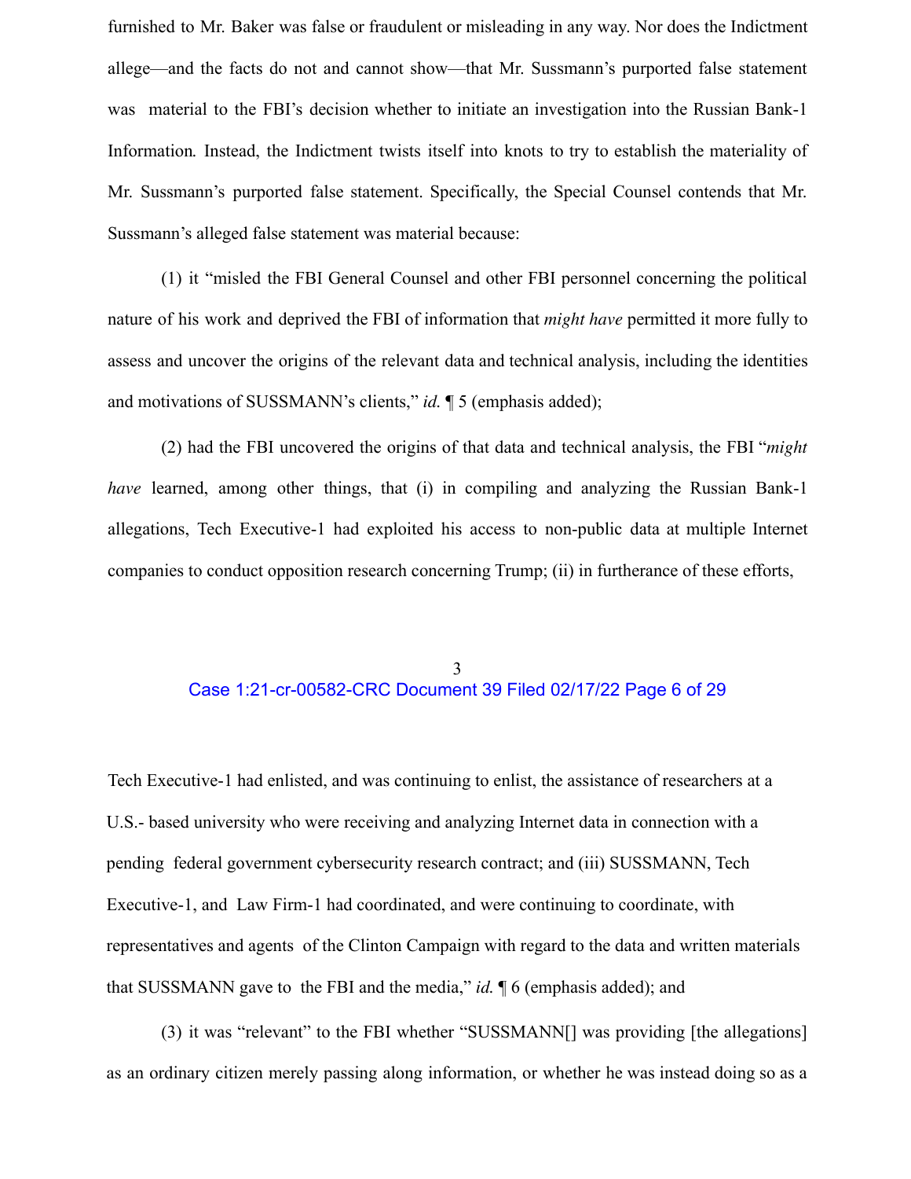furnished to Mr. Baker was false or fraudulent or misleading in any way. Nor does the Indictment allege—and the facts do not and cannot show—that Mr. Sussmann's purported false statement was material to the FBI's decision whether to initiate an investigation into the Russian Bank-1 Information. Instead, the Indictment twists itself into knots to try to establish the materiality of Mr. Sussmann's purported false statement. Specifically, the Special Counsel contends that Mr. Sussmann's alleged false statement was material because:

(1) it "misled the FBI General Counsel and other FBI personnel concerning the political nature of his work and deprived the FBI of information that *might have* permitted it more fully to assess and uncover the origins of the relevant data and technical analysis, including the identities and motivations of SUSSMANN's clients," *id.* ¶ 5 (emphasis added);

(2) had the FBI uncovered the origins of that data and technical analysis, the FBI "*might have* learned, among other things, that (i) in compiling and analyzing the Russian Bank-1 allegations, Tech Executive-1 had exploited his access to non-public data at multiple Internet companies to conduct opposition research concerning Trump; (ii) in furtherance of these efforts, Tech Executive-1 had enlisted, and was continuing to enlist, the assistance of researchers at a U.S.- based university who were receiving and analyzing Internet data in connection with a pending federal government cybersecurity research contract; and (iii) SUSSMANN, Tech Executive-1, and Law Firm-1 had coordinated, and were continuing to coordinate, with representatives and agents of the Clinton Campaign with regard to the data and written materials that SUSSMANN gave to the FBI and the media," *id.* ¶ 6 (emphasis added); and

(3) it was "relevant" to the FBI whether "SUSSMANN[] was providing [the allegations] as an ordinary citizen merely passing along information, or whether he was instead doing so as a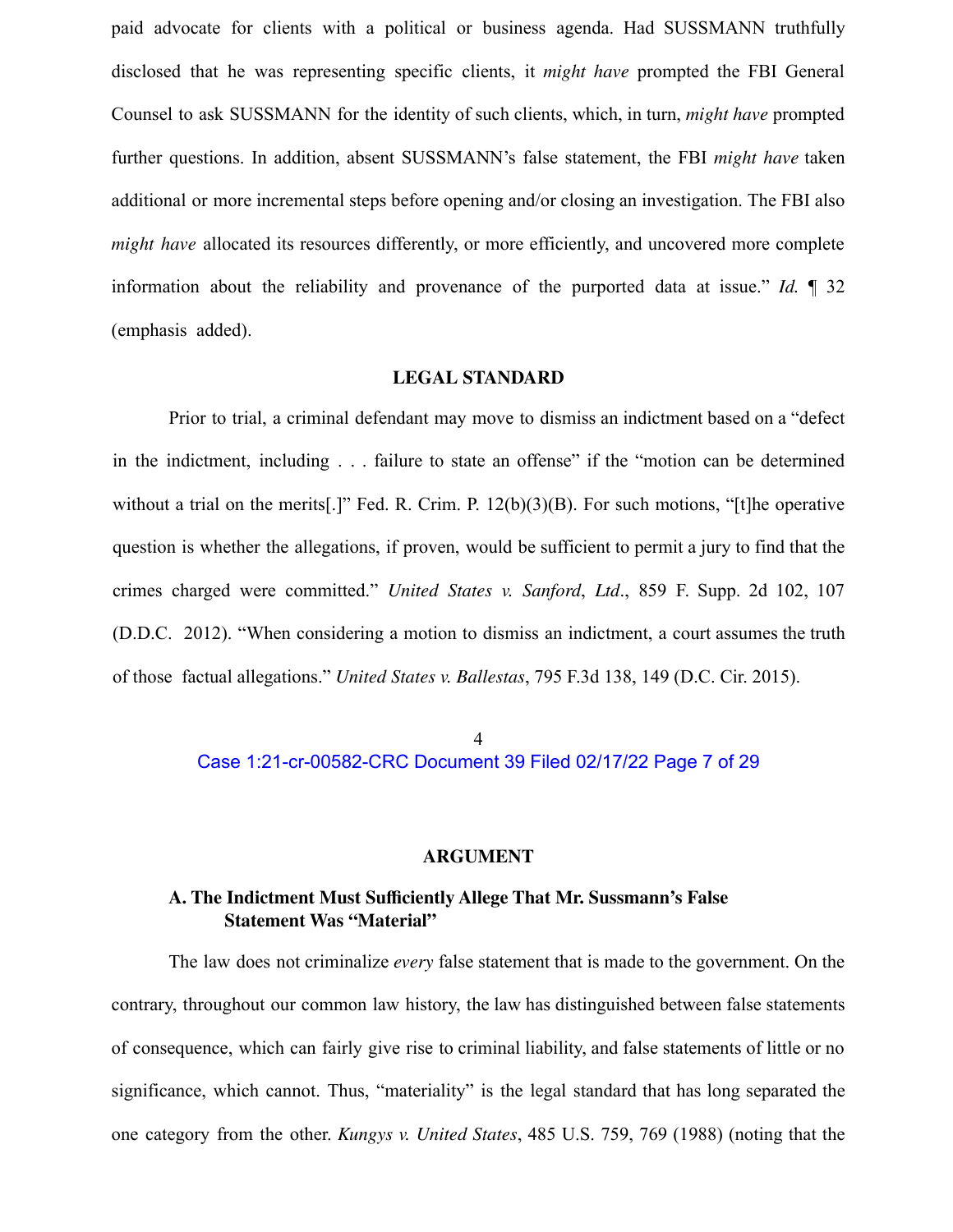paid advocate for clients with a political or business agenda. Had SUSSMANN truthfully disclosed that he was representing specific clients, it *might have* prompted the FBI General Counsel to ask SUSSMANN for the identity of such clients, which, in turn, *might have* prompted further questions. In addition, absent SUSSMANN's false statement, the FBI *might have* taken additional or more incremental steps before opening and/or closing an investigation. The FBI also *might have* allocated its resources differently, or more efficiently, and uncovered more complete information about the reliability and provenance of the purported data at issue." *Id.* ¶ 32 (emphasis added).

## LEGAL STANDARD

Prior to trial, a criminal defendant may move to dismiss an indictment based on a "defect in the indictment, including . . . failure to state an offense" if the "motion can be determined without a trial on the merits[.]" Fed. R. Crim. P. 12(b)(3)(B). For such motions, "[t]he operative question is whether the allegations, if proven, would be sufficient to permit a jury to find that the crimes charged were committed." *United States v. Sanford*, *Ltd*., 859 F. Supp. 2d 102, 107 (D.D.C. 2012). "When considering a motion to dismiss an indictment, a court assumes the truth of those factual allegations." *United States v. Ballestas*, 795 F.3d 138, 149 (D.C. Cir. 2015).

## ARGUMENT

### A. The Indictment Must Sufficiently Allege That Mr. Sussmann's False Statement Was "Material"

The law does not criminalize *every* false statement that is made to the government. On the contrary, throughout our common law history, the law has distinguished between false statements of consequence, which can fairly give rise to criminal liability, and false statements of little or no significance, which cannot. Thus, "materiality" is the legal standard that has long separated the one category from the other. *Kungys v. United States*, 485 U.S. 759, 769 (1988) (noting that the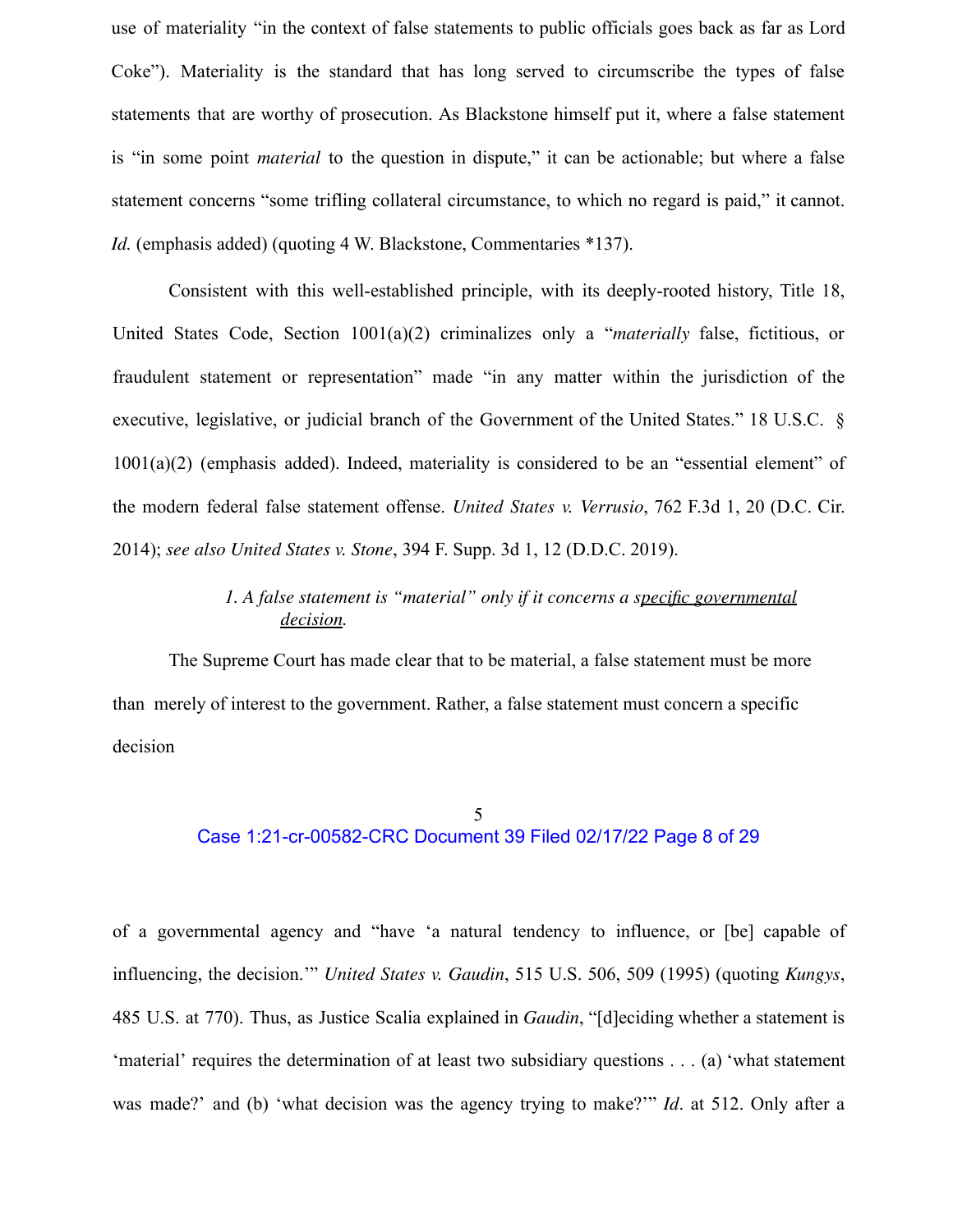use of materiality "in the context of false statements to public officials goes back as far as Lord Coke"). Materiality is the standard that has long served to circumscribe the types of false statements that are worthy of prosecution. As Blackstone himself put it, where a false statement is "in some point *material* to the question in dispute," it can be actionable; but where a false statement concerns "some trifling collateral circumstance, to which no regard is paid," it cannot. *Id.* (emphasis added) (quoting 4 W. Blackstone, Commentaries *137).

Consistent with this well-established principle, with its deeply-rooted history, Title 18, United States Code, Section 1001(a)(2) criminalizes only a "*materially* false, fictitious, or fraudulent statement or representation" made "in any matter within the jurisdiction of the executive, legislative, or judicial branch of the Government of the United States." 18 U.S.C. § 1001(a)(2) (emphasis added). Indeed, materiality is considered to be an "essential element" of the modern federal false statement offense. *United States v. Verrusio*, 762 F.3d 1, 20 (D.C. Cir. 2014); *see also United States v. Stone*, 394 F. Supp. 3d 1, 12 (D.D.C. 2019).

*1. A false statement is "material" only if it concerns a specific governmental decision.*

The Supreme Court has made clear that to be material, a false statement must be more than merely of interest to the government. Rather, a false statement must concern a specific decision of a governmental agency and "have 'a natural tendency to influence, or [be] capable of influencing, the decision.'" *United States v. Gaudin*, 515 U.S. 506, 509 (1995) (quoting *Kungys*, 485 U.S. at 770). Thus, as Justice Scalia explained in *Gaudin*, "[d]eciding whether a statement is 'material' requires the determination of at least two subsidiary questions . . . (a) 'what statement was made?' and (b) 'what decision was the agency trying to make?'" *Id*. at 512. Only after a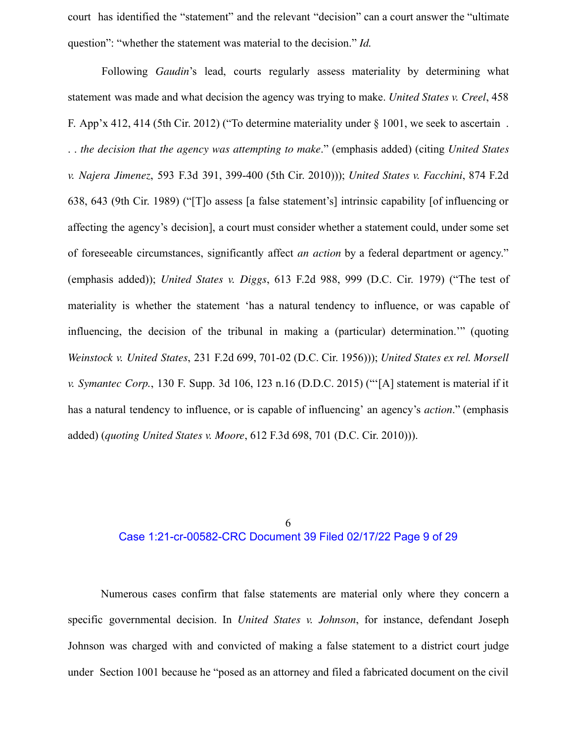court has identified the "statement" and the relevant "decision" can a court answer the "ultimate question": "whether the statement was material to the decision." *Id.*

Following *Gaudin*'s lead, courts regularly assess materiality by determining what statement was made and what decision the agency was trying to make. *United States v. Creel*, 458 F. App'x 412, 414 (5th Cir. 2012) ("To determine materiality under § 1001, we seek to ascertain . . . *the decision that the agency was attempting to make*." (emphasis added) (citing *United States v. Najera Jimenez*, 593 F.3d 391, 399-400 (5th Cir. 2010))); *United States v. Facchini*, 874 F.2d 638, 643 (9th Cir. 1989) ("[T]o assess [a false statement's] intrinsic capability [of influencing or affecting the agency's decision], a court must consider whether a statement could, under some set of foreseeable circumstances, significantly affect *an action* by a federal department or agency." (emphasis added)); *United States v. Diggs*, 613 F.2d 988, 999 (D.C. Cir. 1979) ("The test of materiality is whether the statement 'has a natural tendency to influence, or was capable of influencing, the decision of the tribunal in making a (particular) determination.'" (quoting *Weinstock v. United States*, 231 F.2d 699, 701-02 (D.C. Cir. 1956))); *United States ex rel. Morsell v. Symantec Corp.*, 130 F. Supp. 3d 106, 123 n.16 (D.D.C. 2015) ("'[A] statement is material if it has a natural tendency to influence, or is capable of influencing' an agency's *action*." (emphasis added) (*quoting United States v. Moore*, 612 F.3d 698, 701 (D.C. Cir. 2010))).

Numerous cases confirm that false statements are material only where they concern a specific governmental decision. In *United States v. Johnson*, for instance, defendant Joseph Johnson was charged with and convicted of making a false statement to a district court judge under Section 1001 because he "posed as an attorney and filed a fabricated document on the civil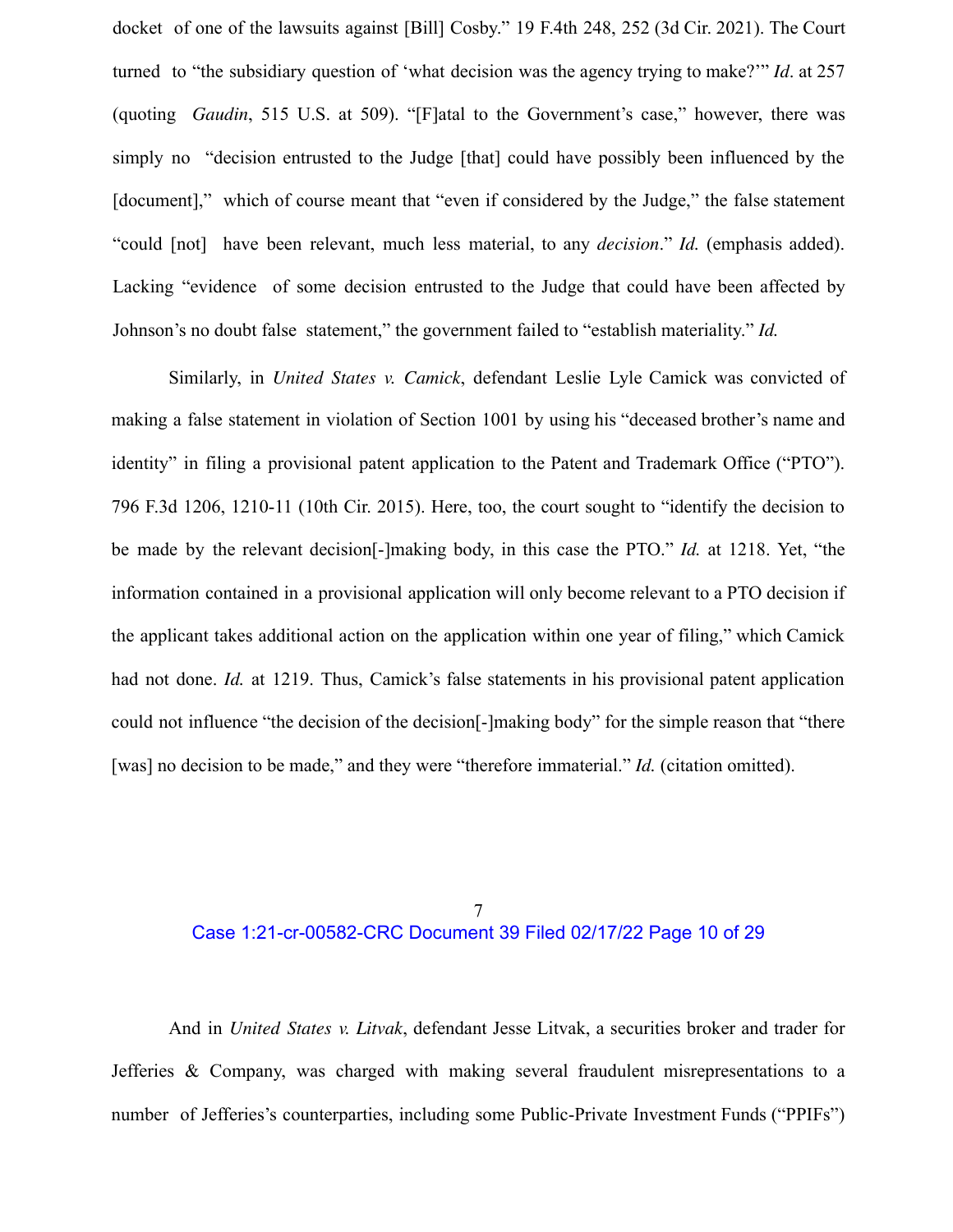docket of one of the lawsuits against [Bill] Cosby." 19 F.4th 248, 252 (3d Cir. 2021). The Court turned to "the subsidiary question of 'what decision was the agency trying to make?'" *Id*. at 257 (quoting *Gaudin*, 515 U.S. at 509). "[F]atal to the Government's case," however, there was simply no "decision entrusted to the Judge [that] could have possibly been influenced by the [document]," which of course meant that "even if considered by the Judge," the false statement "could [not] have been relevant, much less material, to any *decision*." *Id.* (emphasis added). Lacking "evidence of some decision entrusted to the Judge that could have been affected by Johnson's no doubt false statement," the government failed to "establish materiality." *Id.*

Similarly, in *United States v. Camick*, defendant Leslie Lyle Camick was convicted of making a false statement in violation of Section 1001 by using his "deceased brother's name and identity" in filing a provisional patent application to the Patent and Trademark Office ("PTO"). 796 F.3d 1206, 1210-11 (10th Cir. 2015). Here, too, the court sought to "identify the decision to be made by the relevant decision[-]making body, in this case the PTO." *Id.* at 1218. Yet, "the information contained in a provisional application will only become relevant to a PTO decision if the applicant takes additional action on the application within one year of filing," which Camick had not done. *Id.* at 1219. Thus, Camick's false statements in his provisional patent application could not influence "the decision of the decision[-]making body" for the simple reason that "there [was] no decision to be made," and they were "therefore immaterial." *Id.* (citation omitted).

And in *United States v. Litvak*, defendant Jesse Litvak, a securities broker and trader for Jefferies & Company, was charged with making several fraudulent misrepresentations to a number of Jefferies's counterparties, including some Public-Private Investment Funds ("PPIFs")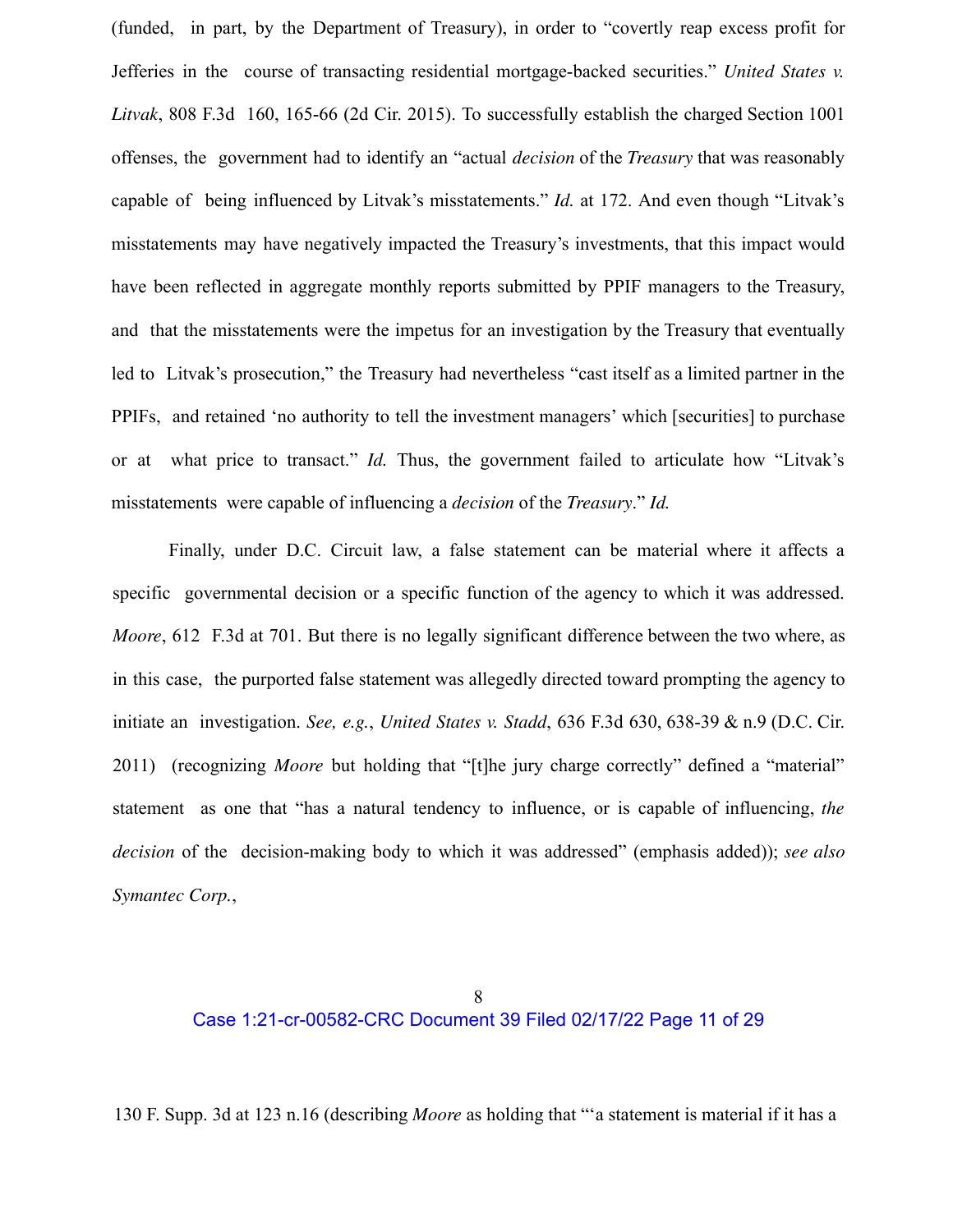(funded, in part, by the Department of Treasury), in order to "covertly reap excess profit for Jefferies in the course of transacting residential mortgage-backed securities." *United States v. Litvak*, 808 F.3d 160, 165-66 (2d Cir. 2015). To successfully establish the charged Section 1001 offenses, the government had to identify an "actual *decision* of the *Treasury* that was reasonably capable of being influenced by Litvak's misstatements." *Id.* at 172. And even though "Litvak's misstatements may have negatively impacted the Treasury's investments, that this impact would have been reflected in aggregate monthly reports submitted by PPIF managers to the Treasury, and that the misstatements were the impetus for an investigation by the Treasury that eventually led to Litvak's prosecution," the Treasury had nevertheless "cast itself as a limited partner in the PPIFs, and retained 'no authority to tell the investment managers' which [securities] to purchase or at what price to transact." *Id.* Thus, the government failed to articulate how "Litvak's misstatements were capable of influencing a *decision* of the *Treasury*." *Id.*

Finally, under D.C. Circuit law, a false statement can be material where it affects a specific governmental decision or a specific function of the agency to which it was addressed. *Moore*, 612 F.3d at 701. But there is no legally significant difference between the two where, as in this case, the purported false statement was allegedly directed toward prompting the agency to initiate an investigation. *See, e.g.*, *United States v. Stadd*, 636 F.3d 630, 638-39 & n.9 (D.C. Cir. 2011) (recognizing *Moore* but holding that "[t]he jury charge correctly" defined a "material" statement as one that "has a natural tendency to influence, or is capable of influencing, *the decision* of the decision-making body to which it was addressed" (emphasis added)); *see also Symantec Corp.*,

130 F. Supp. 3d at 123 n.16 (describing *Moore* as holding that "'a statement is material if it has a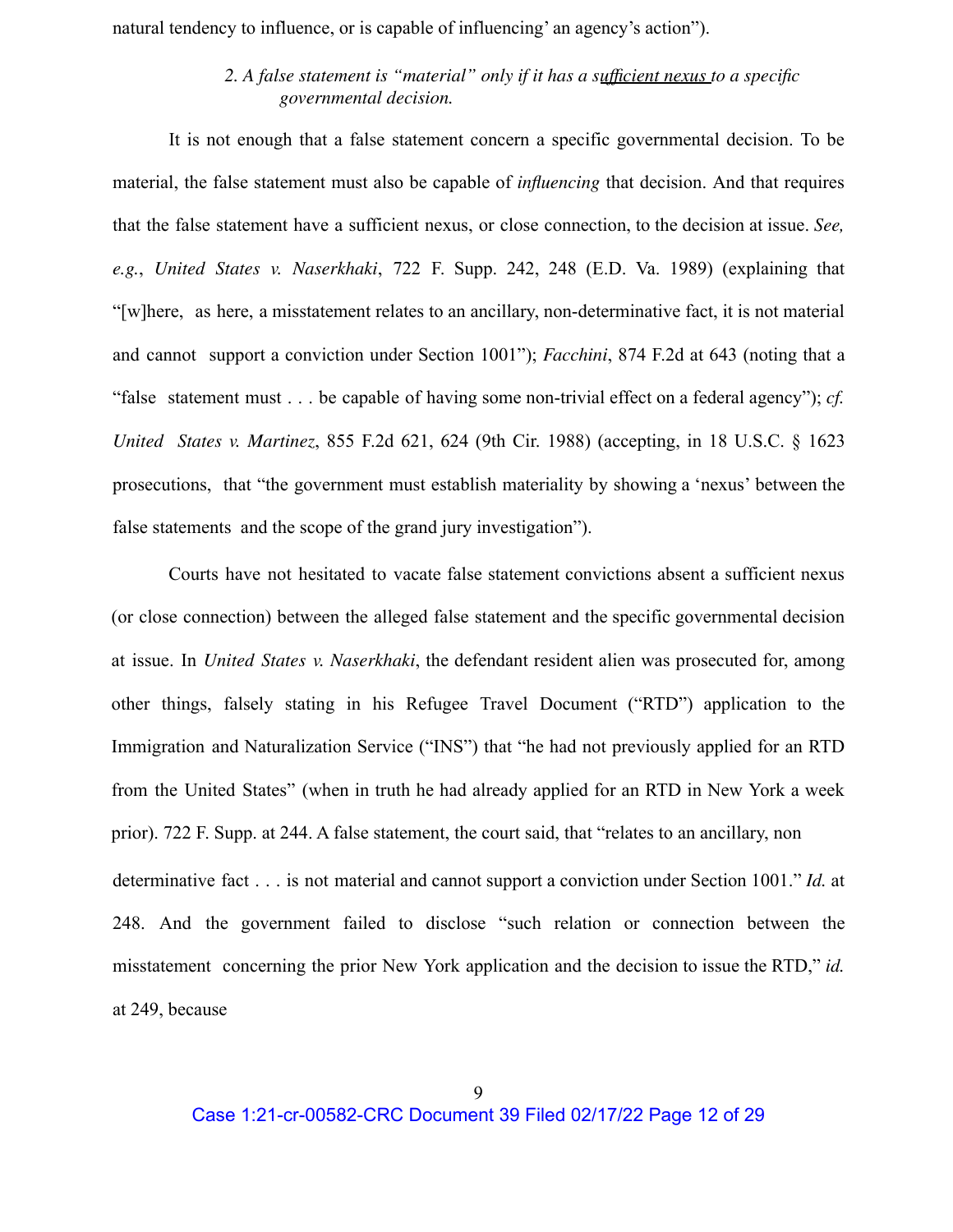natural tendency to influence, or is capable of influencing' an agency's action").

*2. A false statement is "material" only if it has a sufficient nexus to a specific governmental decision.*

It is not enough that a false statement concern a specific governmental decision. To be material, the false statement must also be capable of *influencing* that decision. And that requires that the false statement have a sufficient nexus, or close connection, to the decision at issue. *See, e.g.*, *United States v. Naserkhaki*, 722 F. Supp. 242, 248 (E.D. Va. 1989) (explaining that "[w]here, as here, a misstatement relates to an ancillary, non-determinative fact, it is not material and cannot support a conviction under Section 1001"); *Facchini*, 874 F.2d at 643 (noting that a "false statement must . . . be capable of having some non-trivial effect on a federal agency"); *cf. United States v. Martinez*, 855 F.2d 621, 624 (9th Cir. 1988) (accepting, in 18 U.S.C. § 1623 prosecutions, that "the government must establish materiality by showing a 'nexus' between the false statements and the scope of the grand jury investigation").

Courts have not hesitated to vacate false statement convictions absent a sufficient nexus (or close connection) between the alleged false statement and the specific governmental decision at issue. In *United States v. Naserkhaki*, the defendant resident alien was prosecuted for, among other things, falsely stating in his Refugee Travel Document ("RTD") application to the Immigration and Naturalization Service ("INS") that "he had not previously applied for an RTD from the United States" (when in truth he had already applied for an RTD in New York a week prior). 722 F. Supp. at 244. A false statement, the court said, that "relates to an ancillary, non determinative fact . . . is not material and cannot support a conviction under Section 1001." *Id.* at 248. And the government failed to disclose "such relation or connection between the misstatement concerning the prior New York application and the decision to issue the RTD," *id.* at 249, because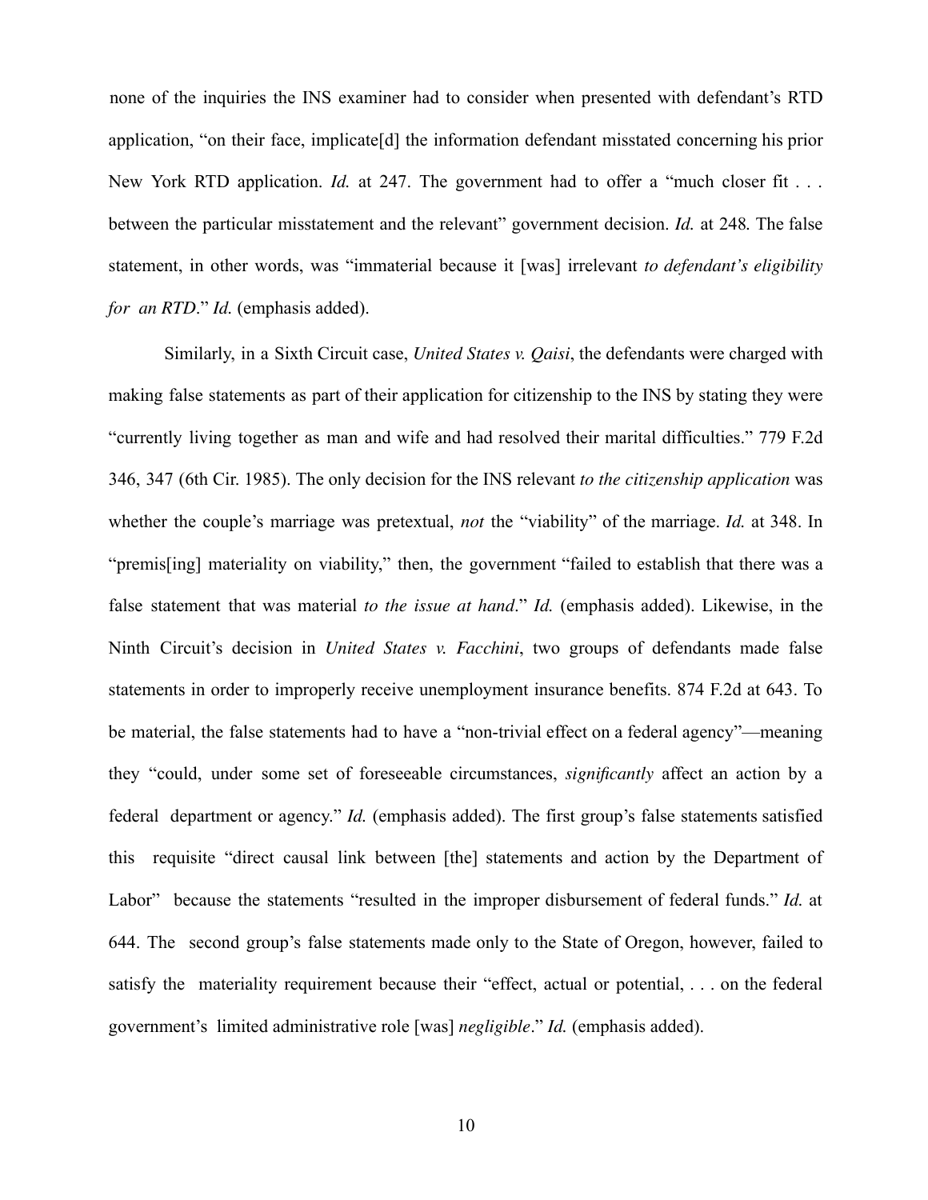none of the inquiries the INS examiner had to consider when presented with defendant's RTD application, "on their face, implicate[d] the information defendant misstated concerning his prior New York RTD application. *Id.* at 247. The government had to offer a "much closer fit . . . between the particular misstatement and the relevant" government decision. *Id.* at 248. The false statement, in other words, was "immaterial because it [was] irrelevant *to defendant's eligibility for an RTD*." *Id.* (emphasis added).

Similarly, in a Sixth Circuit case, *United States v. Qaisi*, the defendants were charged with making false statements as part of their application for citizenship to the INS by stating they were "currently living together as man and wife and had resolved their marital difficulties." 779 F.2d 346, 347 (6th Cir. 1985). The only decision for the INS relevant *to the citizenship application* was whether the couple's marriage was pretextual, *not* the "viability" of the marriage. *Id.* at 348. In "premis[ing] materiality on viability," then, the government "failed to establish that there was a false statement that was material *to the issue at hand*." *Id.* (emphasis added). Likewise, in the Ninth Circuit's decision in *United States v. Facchini*, two groups of defendants made false statements in order to improperly receive unemployment insurance benefits. 874 F.2d at 643. To be material, the false statements had to have a "non-trivial effect on a federal agency"—meaning they "could, under some set of foreseeable circumstances, *significantly* affect an action by a federal department or agency." *Id.* (emphasis added). The first group's false statements satisfied this requisite "direct causal link between [the] statements and action by the Department of Labor" because the statements "resulted in the improper disbursement of federal funds." *Id.* at 644. The second group's false statements made only to the State of Oregon, however, failed to satisfy the materiality requirement because their "effect, actual or potential, . . . on the federal government's limited administrative role [was] *negligible*." *Id.* (emphasis added).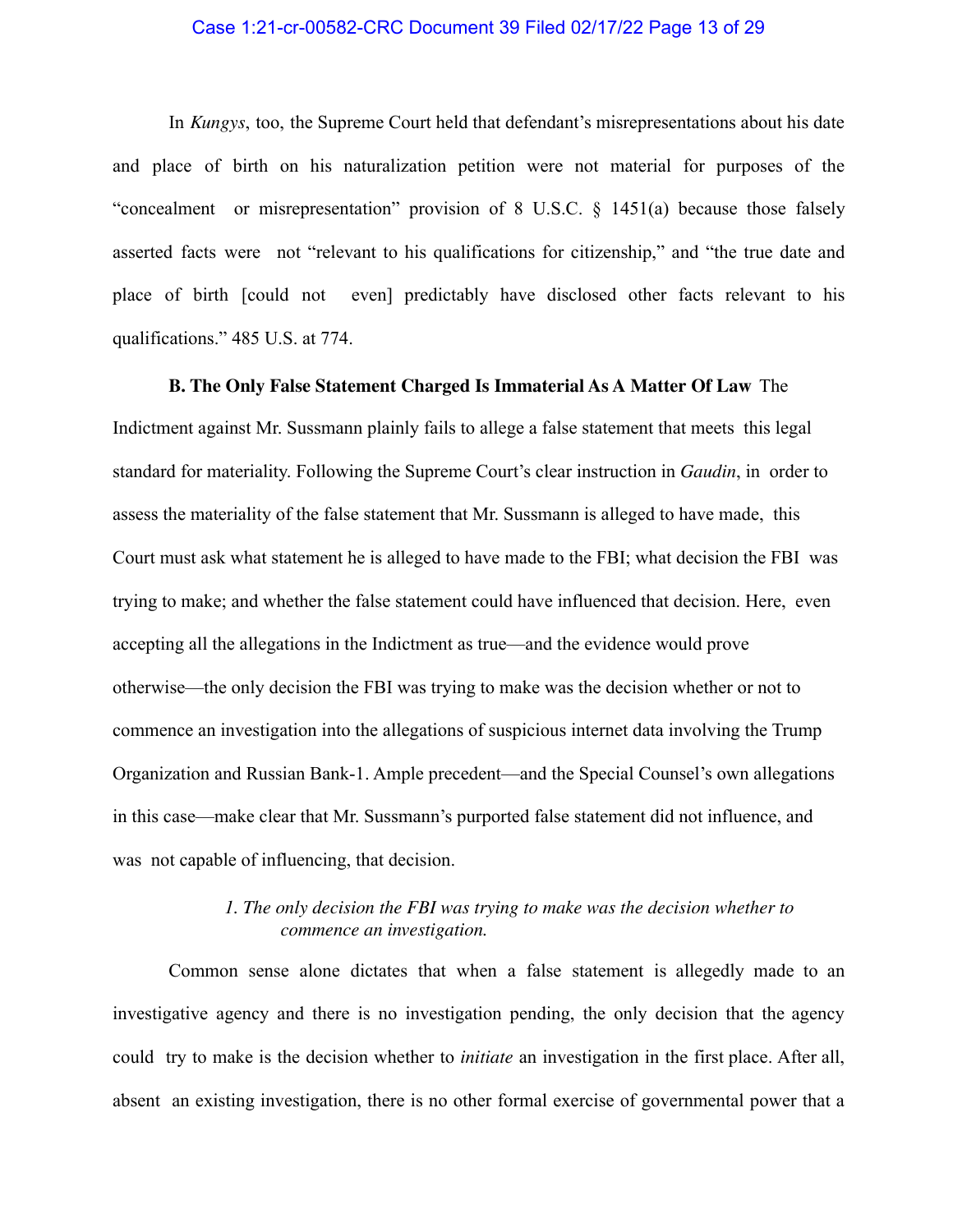In *Kungys*, too, the Supreme Court held that defendant's misrepresentations about his date and place of birth on his naturalization petition were not material for purposes of the "concealment or misrepresentation" provision of 8 U.S.C. § 1451(a) because those falsely asserted facts were not "relevant to his qualifications for citizenship," and "the true date and place of birth [could not even] predictably have disclosed other facts relevant to his qualifications." 485 U.S. at 774.

**B. The Only False Statement Charged Is Immaterial As A Matter Of Law** The Indictment against Mr. Sussmann plainly fails to allege a false statement that meets this legal standard for materiality. Following the Supreme Court's clear instruction in *Gaudin*, in order to assess the materiality of the false statement that Mr. Sussmann is alleged to have made, this Court must ask what statement he is alleged to have made to the FBI; what decision the FBI was trying to make; and whether the false statement could have influenced that decision. Here, even accepting all the allegations in the Indictment as true—and the evidence would prove otherwise—the only decision the FBI was trying to make was the decision whether or not to commence an investigation into the allegations of suspicious internet data involving the Trump Organization and Russian Bank-1. Ample precedent—and the Special Counsel's own allegations in this case—make clear that Mr. Sussmann's purported false statement did not influence, and was not capable of influencing, that decision.

*1. The only decision the FBI was trying to make was the decision whether to commence an investigation.*

Common sense alone dictates that when a false statement is allegedly made to an investigative agency and there is no investigation pending, the only decision that the agency could try to make is the decision whether to *initiate* an investigation in the first place. After all, absent an existing investigation, there is no other formal exercise of governmental power that a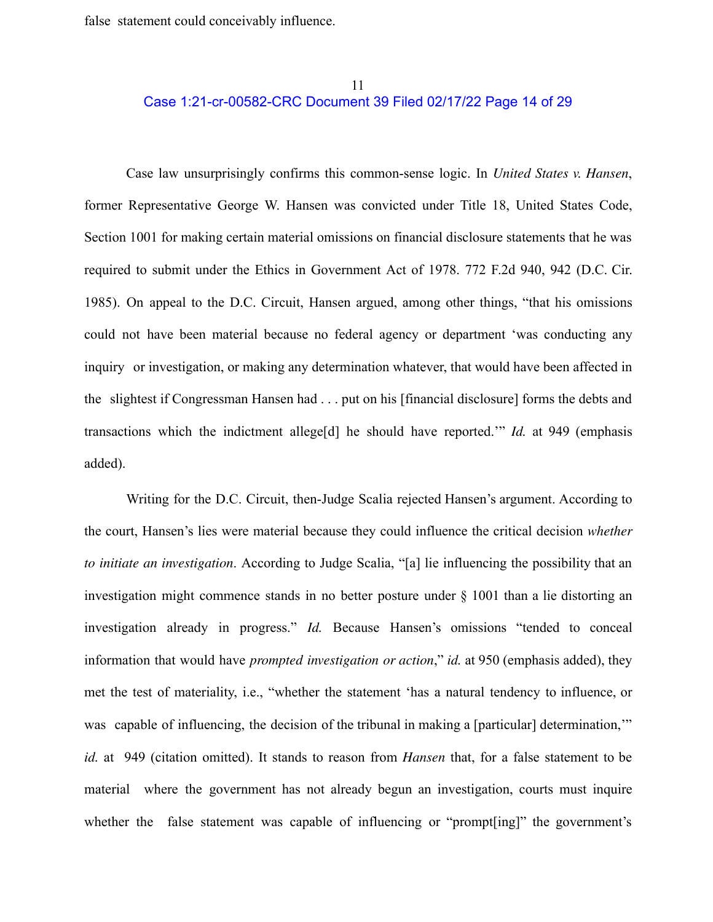false statement could conceivably influence.

Case law unsurprisingly confirms this common-sense logic. In *United States v. Hansen*, former Representative George W. Hansen was convicted under Title 18, United States Code, Section 1001 for making certain material omissions on financial disclosure statements that he was required to submit under the Ethics in Government Act of 1978. 772 F.2d 940, 942 (D.C. Cir. 1985). On appeal to the D.C. Circuit, Hansen argued, among other things, "that his omissions could not have been material because no federal agency or department 'was conducting any inquiry or investigation, or making any determination whatever, that would have been affected in the slightest if Congressman Hansen had . . . put on his [financial disclosure] forms the debts and transactions which the indictment allege[d] he should have reported.'" *Id.* at 949 (emphasis added).

Writing for the D.C. Circuit, then-Judge Scalia rejected Hansen's argument. According to the court, Hansen's lies were material because they could influence the critical decision *whether to initiate an investigation*. According to Judge Scalia, "[a] lie influencing the possibility that an investigation might commence stands in no better posture under § 1001 than a lie distorting an investigation already in progress." *Id.* Because Hansen's omissions "tended to conceal information that would have *prompted investigation or action*," *id.* at 950 (emphasis added), they met the test of materiality, i.e., "whether the statement 'has a natural tendency to influence, or was capable of influencing, the decision of the tribunal in making a [particular] determination,'" *id.* at 949 (citation omitted). It stands to reason from *Hansen* that, for a false statement to be material where the government has not already begun an investigation, courts must inquire whether the false statement was capable of influencing or "prompt[ing]" the government's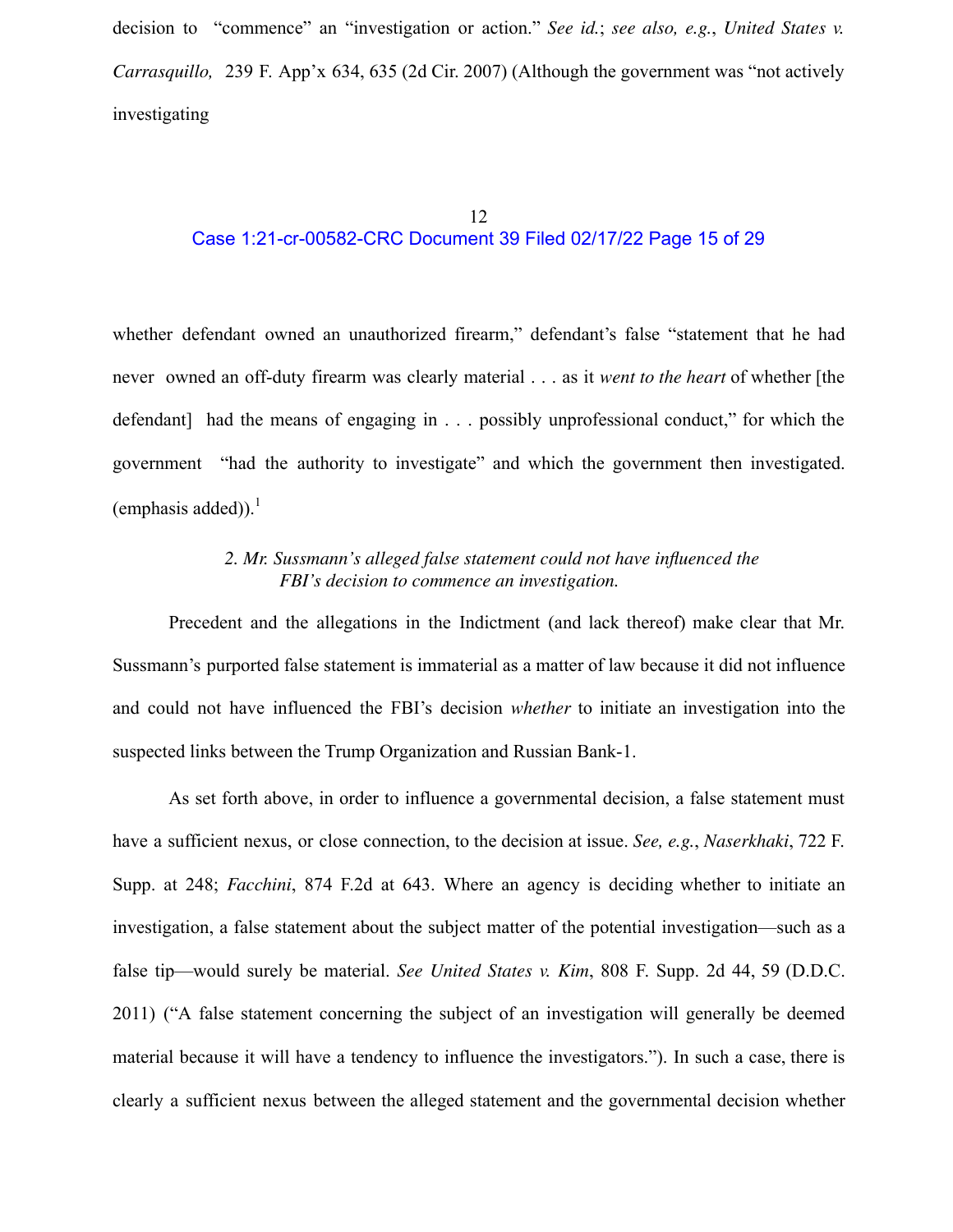decision to "commence" an "investigation or action." *See id.*; *see also, e.g.*, *United States v. Carrasquillo,* 239 F. App'x 634, 635 (2d Cir. 2007) (Although the government was "not actively investigating

whether defendant owned an unauthorized firearm," defendant's false "statement that he had never owned an off-duty firearm was clearly material . . . as it *went to the heart* of whether [the defendant] had the means of engaging in . . . possibly unprofessional conduct," for which the government "had the authority to investigate" and which the government then investigated. (emphasis added)).[1]

*2. Mr. Sussmann's alleged false statement could not have influenced the FBI's decision to commence an investigation.*

Precedent and the allegations in the Indictment (and lack thereof) make clear that Mr. Sussmann's purported false statement is immaterial as a matter of law because it did not influence and could not have influenced the FBI's decision *whether* to initiate an investigation into the suspected links between the Trump Organization and Russian Bank-1.

As set forth above, in order to influence a governmental decision, a false statement must have a sufficient nexus, or close connection, to the decision at issue. *See, e.g.*, *Naserkhaki*, 722 F. Supp. at 248; *Facchini*, 874 F.2d at 643. Where an agency is deciding whether to initiate an investigation, a false statement about the subject matter of the potential investigation—such as a false tip—would surely be material. *See United States v. Kim*, 808 F. Supp. 2d 44, 59 (D.D.C. 2011) ("A false statement concerning the subject of an investigation will generally be deemed material because it will have a tendency to influence the investigators."). In such a case, there is clearly a sufficient nexus between the alleged statement and the governmental decision whether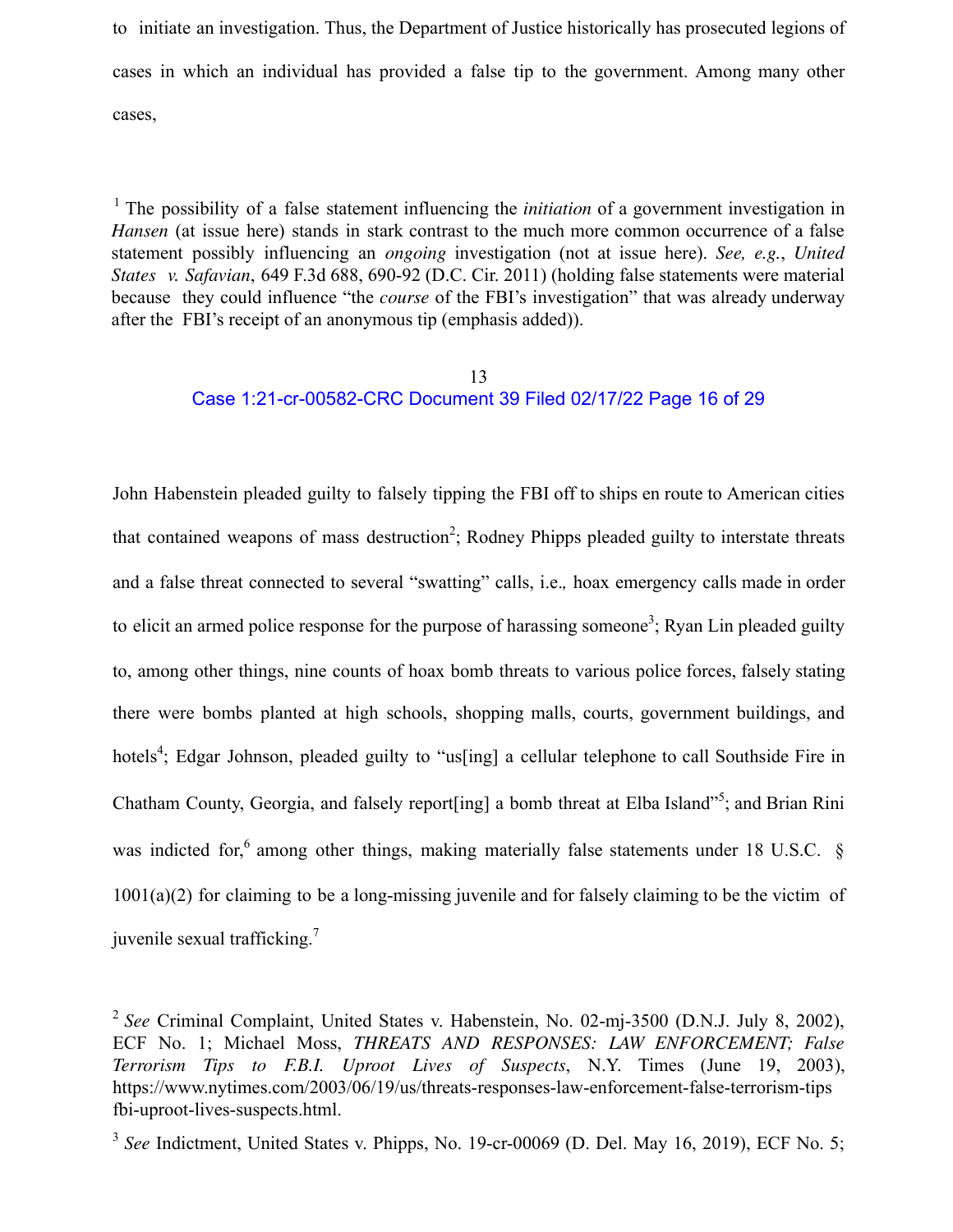to initiate an investigation. Thus, the Department of Justice historically has prosecuted legions of cases in which an individual has provided a false tip to the government. Among many other cases,

[1] The possibility of a false statement influencing the *initiation* of a government investigation in *Hansen* (at issue here) stands in stark contrast to the much more common occurrence of a false statement possibly influencing an *ongoing* investigation (not at issue here). *See, e.g.*, *United States v. Safavian*, 649 F.3d 688, 690-92 (D.C. Cir. 2011) (holding false statements were material because they could influence "the *course* of the FBI's investigation" that was already underway after the FBI's receipt of an anonymous tip (emphasis added)).

John Habenstein pleaded guilty to falsely tipping the FBI off to ships en route to American cities that contained weapons of mass destruction[2]; Rodney Phipps pleaded guilty to interstate threats and a false threat connected to several "swatting" calls, i.e., hoax emergency calls made in order to elicit an armed police response for the purpose of harassing someone[3]; Ryan Lin pleaded guilty to, among other things, nine counts of hoax bomb threats to various police forces, falsely stating there were bombs planted at high schools, shopping malls, courts, government buildings, and hotels[4]; Edgar Johnson, pleaded guilty to "us[ing] a cellular telephone to call Southside Fire in Chatham County, Georgia, and falsely report[ing] a bomb threat at Elba Island"[5]; and Brian Rini was indicted for,[6] among other things, making materially false statements under 18 U.S.C. § 1001(a)(2) for claiming to be a long-missing juvenile and for falsely claiming to be the victim of juvenile sexual trafficking.[7]

[2] *See* Criminal Complaint, United States v. Habenstein, No. 02-mj-3500 (D.N.J. July 8, 2002), ECF No. 1; Michael Moss, *THREATS AND RESPONSES: LAW ENFORCEMENT; False Terrorism Tips to F.B.I. Uproot Lives of Suspects*, N.Y. Times (June 19, 2003), https://www.nytimes.com/2003/06/19/us/threats-responses-law-enforcement-false-terrorism-tips fbi-uproot-lives-suspects.html.

[3] *See* Indictment, United States v. Phipps, No. 19-cr-00069 (D. Del. May 16, 2019), ECF No. 5;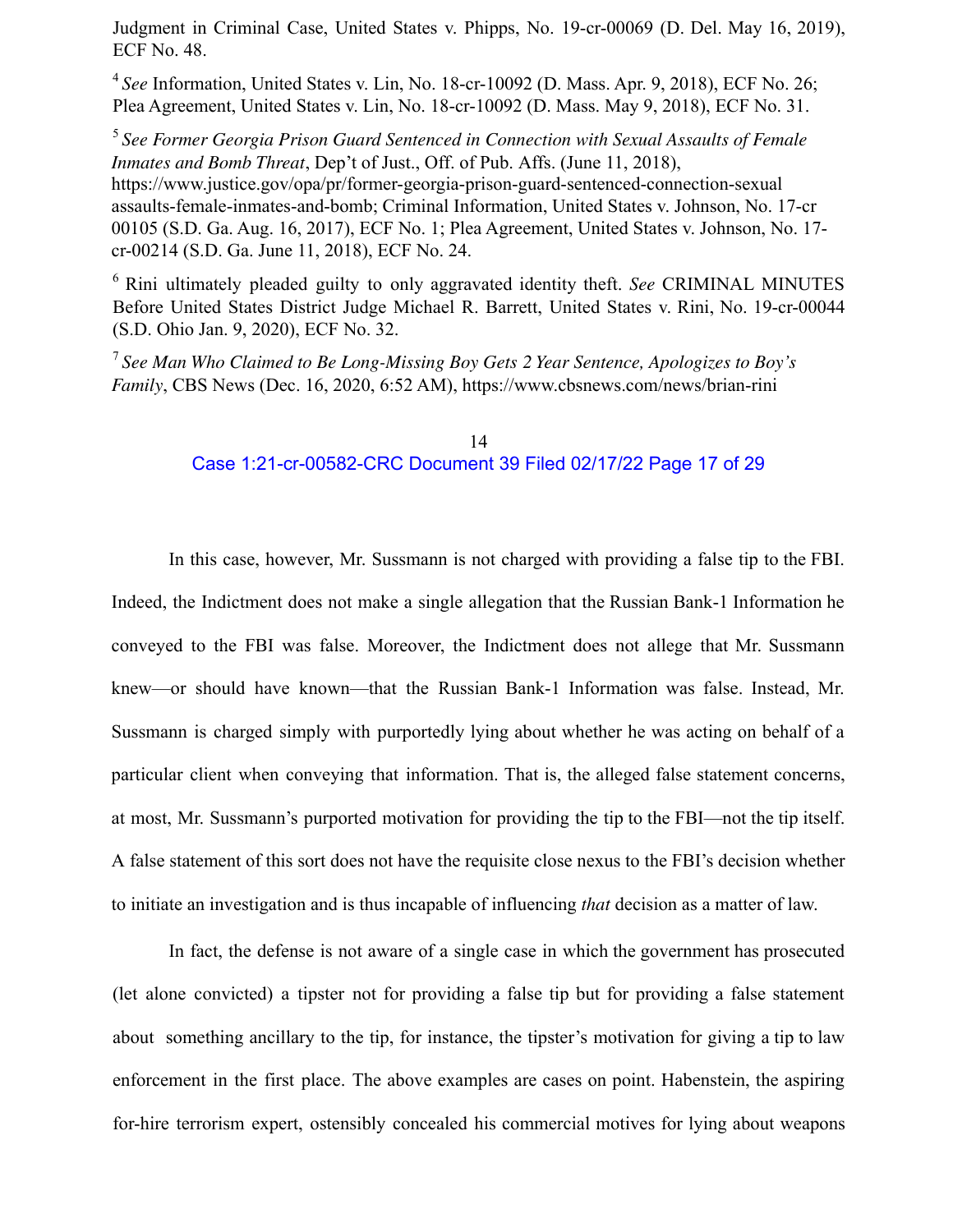Judgment in Criminal Case, United States v. Phipps, No. 19-cr-00069 (D. Del. May 16, 2019), ECF No. 48.

[4] *See* Information, United States v. Lin, No. 18-cr-10092 (D. Mass. Apr. 9, 2018), ECF No. 26; Plea Agreement, United States v. Lin, No. 18-cr-10092 (D. Mass. May 9, 2018), ECF No. 31.

[5] *See Former Georgia Prison Guard Sentenced in Connection with Sexual Assaults of Female Inmates and Bomb Threat*, Dep't of Just., Off. of Pub. Affs. (June 11, 2018), https://www.justice.gov/opa/pr/former-georgia-prison-guard-sentenced-connection-sexual assaults-female-inmates-and-bomb; Criminal Information, United States v. Johnson, No. 17-cr 00105 (S.D. Ga. Aug. 16, 2017), ECF No. 1; Plea Agreement, United States v. Johnson, No. 17-cr-00214 (S.D. Ga. June 11, 2018), ECF No. 24.

[6] Rini ultimately pleaded guilty to only aggravated identity theft. *See* CRIMINAL MINUTES Before United States District Judge Michael R. Barrett, United States v. Rini, No. 19-cr-00044 (S.D. Ohio Jan. 9, 2020), ECF No. 32.

[7] *See Man Who Claimed to Be Long-Missing Boy Gets 2 Year Sentence, Apologizes to Boy's Family*, CBS News (Dec. 16, 2020, 6:52 AM), https://www.cbsnews.com/news/brian-rini

In this case, however, Mr. Sussmann is not charged with providing a false tip to the FBI. Indeed, the Indictment does not make a single allegation that the Russian Bank-1 Information he conveyed to the FBI was false. Moreover, the Indictment does not allege that Mr. Sussmann knew—or should have known—that the Russian Bank-1 Information was false. Instead, Mr. Sussmann is charged simply with purportedly lying about whether he was acting on behalf of a particular client when conveying that information. That is, the alleged false statement concerns, at most, Mr. Sussmann's purported motivation for providing the tip to the FBI—not the tip itself. A false statement of this sort does not have the requisite close nexus to the FBI's decision whether to initiate an investigation and is thus incapable of influencing *that* decision as a matter of law.

In fact, the defense is not aware of a single case in which the government has prosecuted (let alone convicted) a tipster not for providing a false tip but for providing a false statement about something ancillary to the tip, for instance, the tipster's motivation for giving a tip to law enforcement in the first place. The above examples are cases on point. Habenstein, the aspiring for-hire terrorism expert, ostensibly concealed his commercial motives for lying about weapons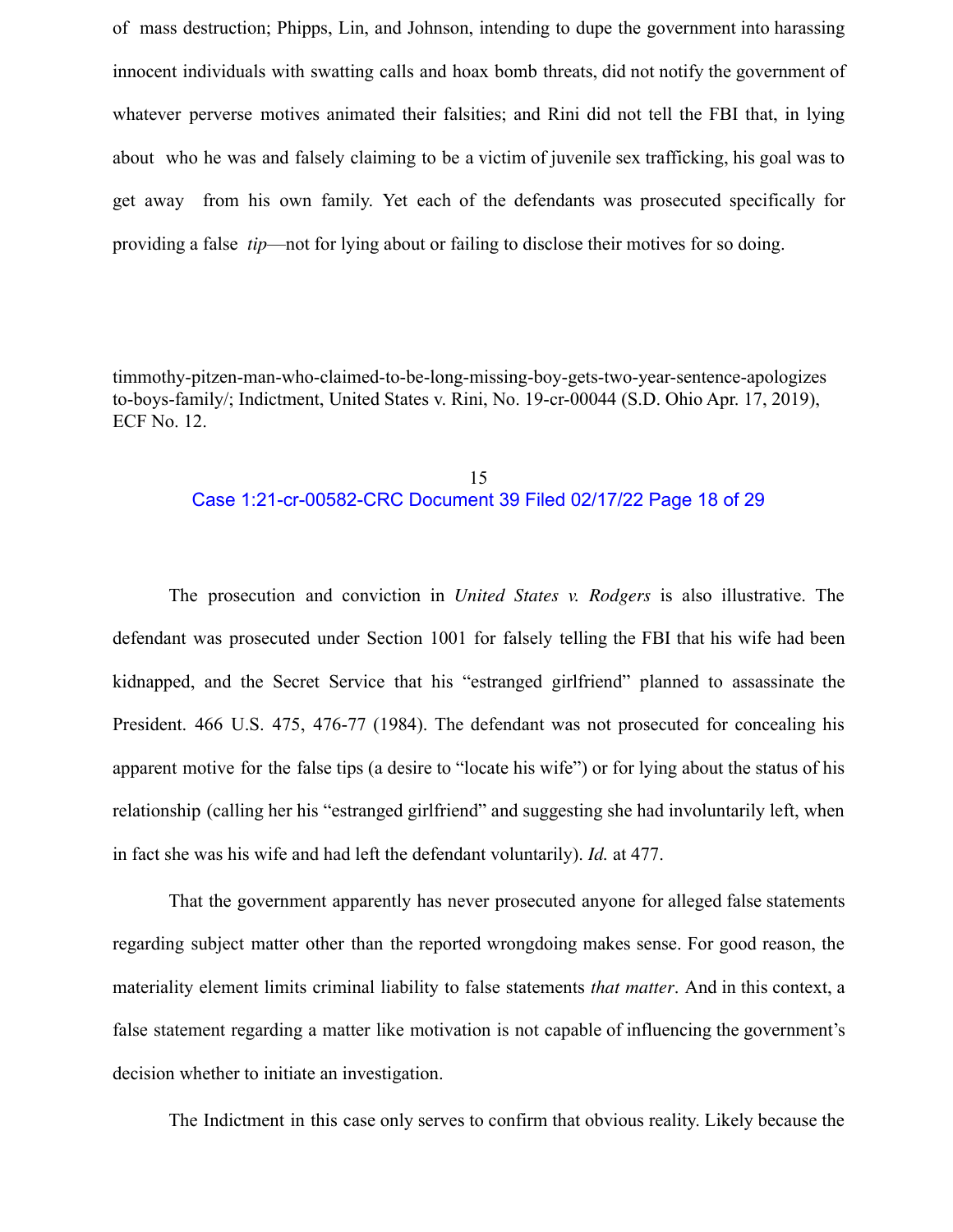of mass destruction; Phipps, Lin, and Johnson, intending to dupe the government into harassing innocent individuals with swatting calls and hoax bomb threats, did not notify the government of whatever perverse motives animated their falsities; and Rini did not tell the FBI that, in lying about who he was and falsely claiming to be a victim of juvenile sex trafficking, his goal was to get away from his own family. Yet each of the defendants was prosecuted specifically for providing a false *tip*—not for lying about or failing to disclose their motives for so doing.

timmothy-pitzen-man-who-claimed-to-be-long-missing-boy-gets-two-year-sentence-apologizes to-boys-family/; Indictment, United States v. Rini, No. 19-cr-00044 (S.D. Ohio Apr. 17, 2019), ECF No. 12.

The prosecution and conviction in *United States v. Rodgers* is also illustrative. The defendant was prosecuted under Section 1001 for falsely telling the FBI that his wife had been kidnapped, and the Secret Service that his "estranged girlfriend" planned to assassinate the President. 466 U.S. 475, 476-77 (1984). The defendant was not prosecuted for concealing his apparent motive for the false tips (a desire to "locate his wife") or for lying about the status of his relationship (calling her his "estranged girlfriend" and suggesting she had involuntarily left, when in fact she was his wife and had left the defendant voluntarily). *Id.* at 477.

That the government apparently has never prosecuted anyone for alleged false statements regarding subject matter other than the reported wrongdoing makes sense. For good reason, the materiality element limits criminal liability to false statements *that matter*. And in this context, a false statement regarding a matter like motivation is not capable of influencing the government's decision whether to initiate an investigation.

The Indictment in this case only serves to confirm that obvious reality. Likely because the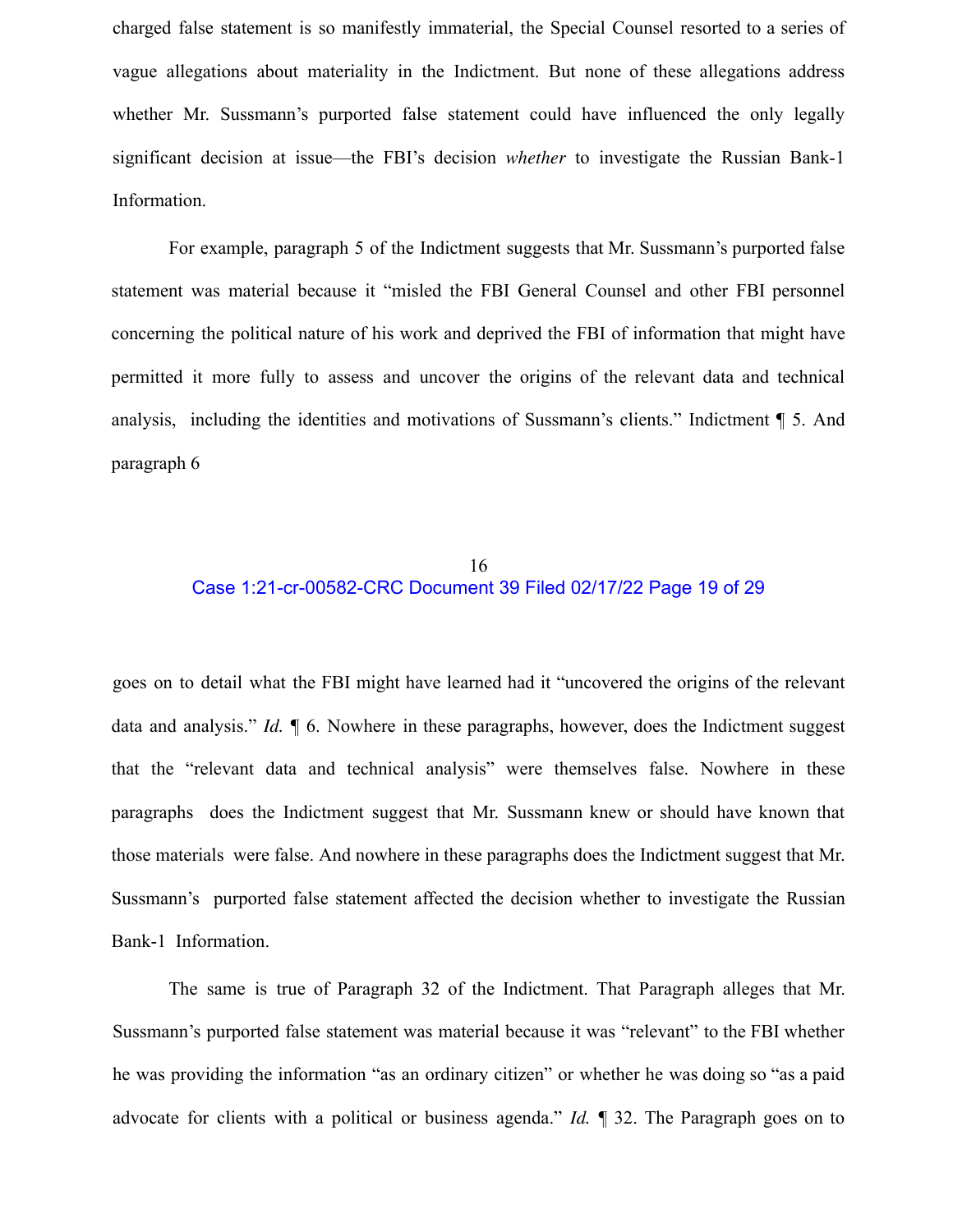charged false statement is so manifestly immaterial, the Special Counsel resorted to a series of vague allegations about materiality in the Indictment. But none of these allegations address whether Mr. Sussmann's purported false statement could have influenced the only legally significant decision at issue—the FBI's decision *whether* to investigate the Russian Bank-1 Information.

For example, paragraph 5 of the Indictment suggests that Mr. Sussmann's purported false statement was material because it "misled the FBI General Counsel and other FBI personnel concerning the political nature of his work and deprived the FBI of information that might have permitted it more fully to assess and uncover the origins of the relevant data and technical analysis, including the identities and motivations of Sussmann's clients." Indictment ¶ 5. And paragraph 6 goes on to detail what the FBI might have learned had it "uncovered the origins of the relevant data and analysis." *Id.* ¶ 6. Nowhere in these paragraphs, however, does the Indictment suggest that the "relevant data and technical analysis" were themselves false. Nowhere in these paragraphs does the Indictment suggest that Mr. Sussmann knew or should have known that those materials were false. And nowhere in these paragraphs does the Indictment suggest that Mr. Sussmann's purported false statement affected the decision whether to investigate the Russian Bank-1 Information.

The same is true of Paragraph 32 of the Indictment. That Paragraph alleges that Mr. Sussmann's purported false statement was material because it was "relevant" to the FBI whether he was providing the information "as an ordinary citizen" or whether he was doing so "as a paid advocate for clients with a political or business agenda." *Id.* ¶ 32. The Paragraph goes on to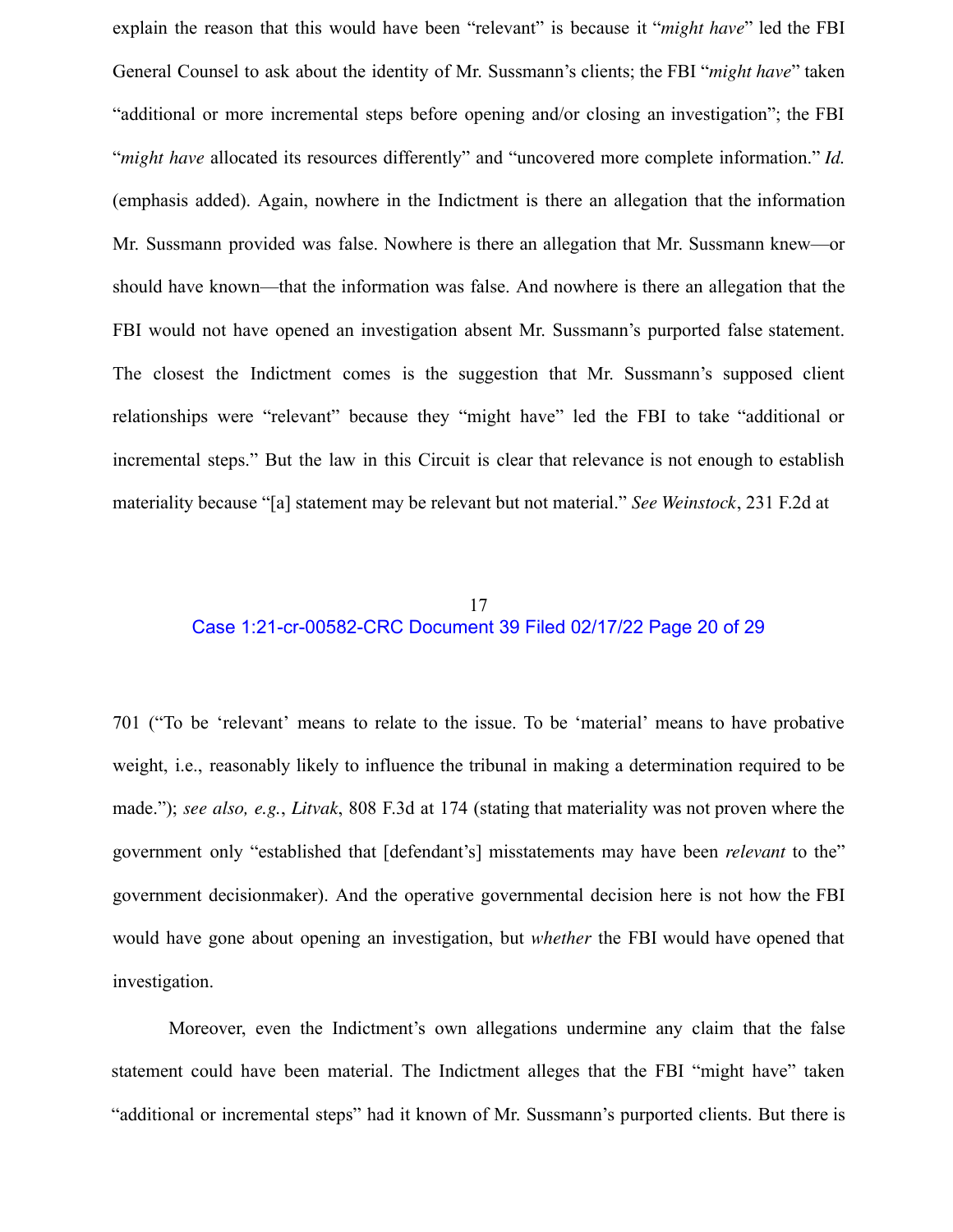explain the reason that this would have been "relevant" is because it "*might have*" led the FBI General Counsel to ask about the identity of Mr. Sussmann's clients; the FBI "*might have*" taken "additional or more incremental steps before opening and/or closing an investigation"; the FBI "*might have* allocated its resources differently" and "uncovered more complete information." *Id.* (emphasis added). Again, nowhere in the Indictment is there an allegation that the information Mr. Sussmann provided was false. Nowhere is there an allegation that Mr. Sussmann knew—or should have known—that the information was false. And nowhere is there an allegation that the FBI would not have opened an investigation absent Mr. Sussmann's purported false statement. The closest the Indictment comes is the suggestion that Mr. Sussmann's supposed client relationships were "relevant" because they "might have" led the FBI to take "additional or incremental steps." But the law in this Circuit is clear that relevance is not enough to establish materiality because "[a] statement may be relevant but not material." *See Weinstock*, 231 F.2d at 701 ("To be 'relevant' means to relate to the issue. To be 'material' means to have probative weight, i.e., reasonably likely to influence the tribunal in making a determination required to be made."); *see also, e.g.*, *Litvak*, 808 F.3d at 174 (stating that materiality was not proven where the government only "established that [defendant's] misstatements may have been *relevant* to the" government decisionmaker). And the operative governmental decision here is not how the FBI would have gone about opening an investigation, but *whether* the FBI would have opened that investigation.

Moreover, even the Indictment's own allegations undermine any claim that the false statement could have been material. The Indictment alleges that the FBI "might have" taken "additional or incremental steps" had it known of Mr. Sussmann's purported clients. But there is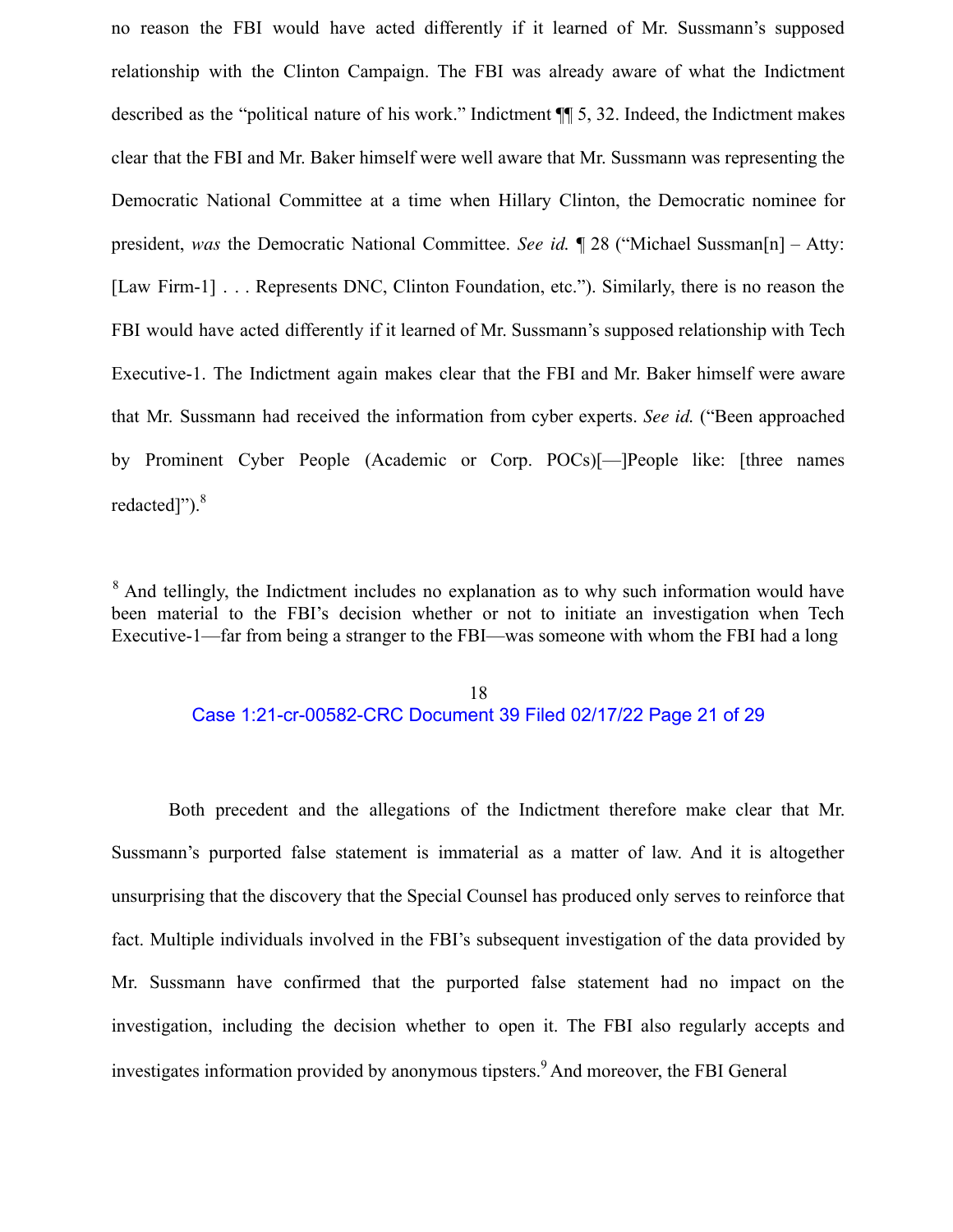no reason the FBI would have acted differently if it learned of Mr. Sussmann's supposed relationship with the Clinton Campaign. The FBI was already aware of what the Indictment described as the "political nature of his work." Indictment ¶¶ 5, 32. Indeed, the Indictment makes clear that the FBI and Mr. Baker himself were well aware that Mr. Sussmann was representing the Democratic National Committee at a time when Hillary Clinton, the Democratic nominee for president, *was* the Democratic National Committee. *See id.* ¶ 28 ("Michael Sussman[n] – Atty: [Law Firm-1] . . . Represents DNC, Clinton Foundation, etc."). Similarly, there is no reason the FBI would have acted differently if it learned of Mr. Sussmann's supposed relationship with Tech Executive-1. The Indictment again makes clear that the FBI and Mr. Baker himself were aware that Mr. Sussmann had received the information from cyber experts. *See id.* ("Been approached by Prominent Cyber People (Academic or Corp. POCs)[—]People like: [three names redacted]").[8]

[8] And tellingly, the Indictment includes no explanation as to why such information would have been material to the FBI's decision whether or not to initiate an investigation when Tech Executive-1—far from being a stranger to the FBI—was someone with whom the FBI had a long

Both precedent and the allegations of the Indictment therefore make clear that Mr. Sussmann's purported false statement is immaterial as a matter of law. And it is altogether unsurprising that the discovery that the Special Counsel has produced only serves to reinforce that fact. Multiple individuals involved in the FBI's subsequent investigation of the data provided by Mr. Sussmann have confirmed that the purported false statement had no impact on the investigation, including the decision whether to open it. The FBI also regularly accepts and investigates information provided by anonymous tipsters.[9] And moreover, the FBI General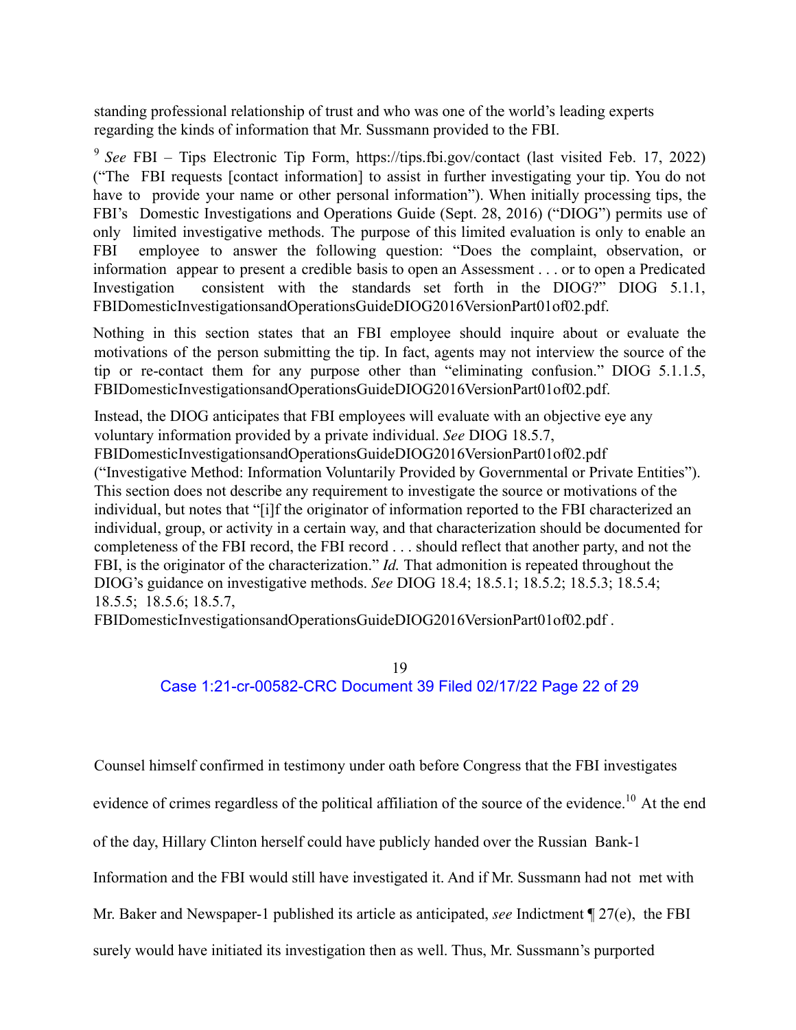standing professional relationship of trust and who was one of the world's leading experts regarding the kinds of information that Mr. Sussmann provided to the FBI.

[9] *See* FBI – Tips Electronic Tip Form, https://tips.fbi.gov/contact (last visited Feb. 17, 2022) ("The FBI requests [contact information] to assist in further investigating your tip. You do not have to provide your name or other personal information"). When initially processing tips, the FBI's Domestic Investigations and Operations Guide (Sept. 28, 2016) ("DIOG") permits use of only limited investigative methods. The purpose of this limited evaluation is only to enable an FBI employee to answer the following question: "Does the complaint, observation, or information appear to present a credible basis to open an Assessment . . . or to open a Predicated Investigation consistent with the standards set forth in the DIOG?" DIOG 5.1.1, FBIDomesticInvestigationsandOperationsGuideDIOG2016VersionPart01of02.pdf.

Nothing in this section states that an FBI employee should inquire about or evaluate the motivations of the person submitting the tip. In fact, agents may not interview the source of the tip or re-contact them for any purpose other than "eliminating confusion." DIOG 5.1.1.5, FBIDomesticInvestigationsandOperationsGuideDIOG2016VersionPart01of02.pdf.

Instead, the DIOG anticipates that FBI employees will evaluate with an objective eye any voluntary information provided by a private individual. *See* DIOG 18.5.7, FBIDomesticInvestigationsandOperationsGuideDIOG2016VersionPart01of02.pdf ("Investigative Method: Information Voluntarily Provided by Governmental or Private Entities"). This section does not describe any requirement to investigate the source or motivations of the individual, but notes that "[i]f the originator of information reported to the FBI characterized an individual, group, or activity in a certain way, and that characterization should be documented for completeness of the FBI record, the FBI record . . . should reflect that another party, and not the FBI, is the originator of the characterization." *Id.* That admonition is repeated throughout the DIOG's guidance on investigative methods. *See* DIOG 18.4; 18.5.1; 18.5.2; 18.5.3; 18.5.4; 18.5.5; 18.5.6; 18.5.7, FBIDomesticInvestigationsandOperationsGuideDIOG2016VersionPart01of02.pdf .

Counsel himself confirmed in testimony under oath before Congress that the FBI investigates evidence of crimes regardless of the political affiliation of the source of the evidence.[10] At the end of the day, Hillary Clinton herself could have publicly handed over the Russian Bank-1 Information and the FBI would still have investigated it. And if Mr. Sussmann had not met with Mr. Baker and Newspaper-1 published its article as anticipated, *see* Indictment ¶ 27(e), the FBI surely would have initiated its investigation then as well. Thus, Mr. Sussmann's purported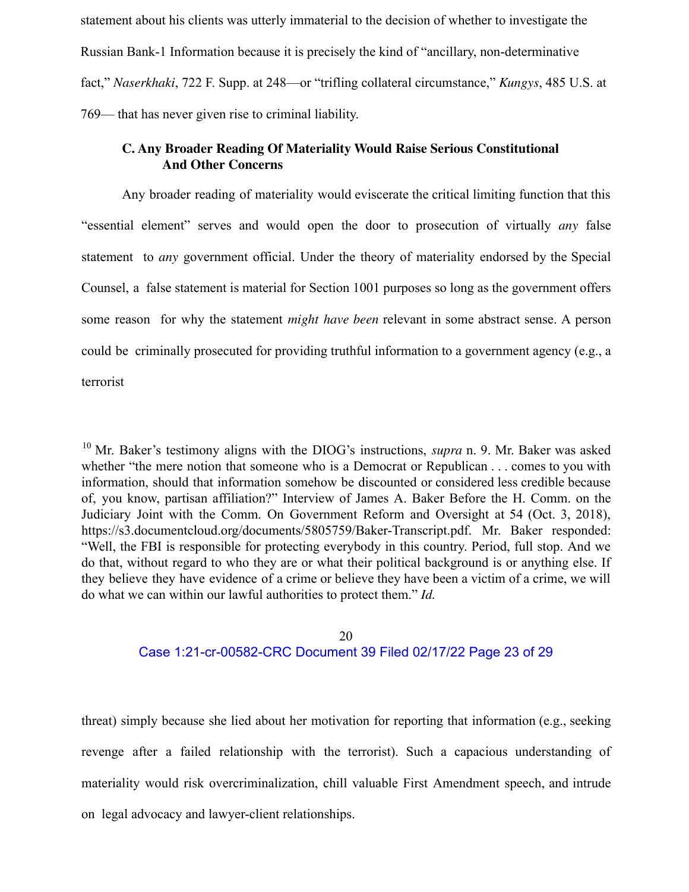statement about his clients was utterly immaterial to the decision of whether to investigate the Russian Bank-1 Information because it is precisely the kind of "ancillary, non-determinative fact," *Naserkhaki*, 722 F. Supp. at 248—or "trifling collateral circumstance," *Kungys*, 485 U.S. at 769— that has never given rise to criminal liability.

### C. Any Broader Reading Of Materiality Would Raise Serious Constitutional And Other Concerns

Any broader reading of materiality would eviscerate the critical limiting function that this "essential element" serves and would open the door to prosecution of virtually *any* false statement to *any* government official. Under the theory of materiality endorsed by the Special Counsel, a false statement is material for Section 1001 purposes so long as the government offers some reason for why the statement *might have been* relevant in some abstract sense. A person could be criminally prosecuted for providing truthful information to a government agency (e.g., a terrorist threat) simply because she lied about her motivation for reporting that information (e.g., seeking revenge after a failed relationship with the terrorist). Such a capacious understanding of materiality would risk overcriminalization, chill valuable First Amendment speech, and intrude on legal advocacy and lawyer-client relationships.

[10] Mr. Baker's testimony aligns with the DIOG's instructions, *supra* n. 9. Mr. Baker was asked whether "the mere notion that someone who is a Democrat or Republican . . . comes to you with information, should that information somehow be discounted or considered less credible because of, you know, partisan affiliation?" Interview of James A. Baker Before the H. Comm. on the Judiciary Joint with the Comm. On Government Reform and Oversight at 54 (Oct. 3, 2018), https://s3.documentcloud.org/documents/5805759/Baker-Transcript.pdf. Mr. Baker responded: "Well, the FBI is responsible for protecting everybody in this country. Period, full stop. And we do that, without regard to who they are or what their political background is or anything else. If they believe they have evidence of a crime or believe they have been a victim of a crime, we will do what we can within our lawful authorities to protect them." *Id.*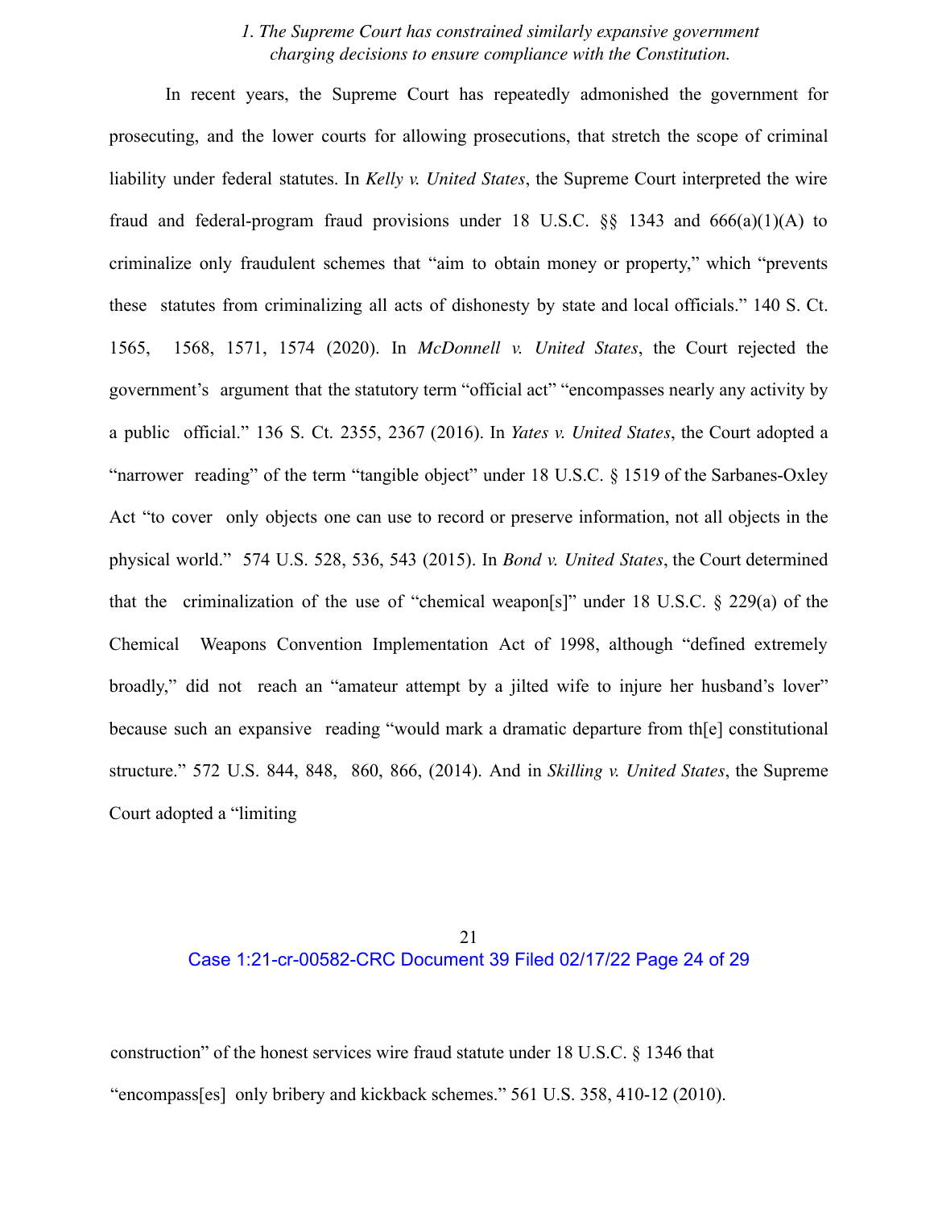*1. The Supreme Court has constrained similarly expansive government charging decisions to ensure compliance with the Constitution.*

In recent years, the Supreme Court has repeatedly admonished the government for prosecuting, and the lower courts for allowing prosecutions, that stretch the scope of criminal liability under federal statutes. In *Kelly v. United States*, the Supreme Court interpreted the wire fraud and federal-program fraud provisions under 18 U.S.C. §§ 1343 and 666(a)(1)(A) to criminalize only fraudulent schemes that "aim to obtain money or property," which "prevents these statutes from criminalizing all acts of dishonesty by state and local officials." 140 S. Ct. 1565, 1568, 1571, 1574 (2020). In *McDonnell v. United States*, the Court rejected the government's argument that the statutory term "official act" "encompasses nearly any activity by a public official." 136 S. Ct. 2355, 2367 (2016). In *Yates v. United States*, the Court adopted a "narrower reading" of the term "tangible object" under 18 U.S.C. § 1519 of the Sarbanes-Oxley Act "to cover only objects one can use to record or preserve information, not all objects in the physical world." 574 U.S. 528, 536, 543 (2015). In *Bond v. United States*, the Court determined that the criminalization of the use of "chemical weapon[s]" under 18 U.S.C. § 229(a) of the Chemical Weapons Convention Implementation Act of 1998, although "defined extremely broadly," did not reach an "amateur attempt by a jilted wife to injure her husband's lover" because such an expansive reading "would mark a dramatic departure from th[e] constitutional structure." 572 U.S. 844, 848, 860, 866, (2014). And in *Skilling v. United States*, the Supreme Court adopted a "limiting construction" of the honest services wire fraud statute under 18 U.S.C. § 1346 that "encompass[es] only bribery and kickback schemes." 561 U.S. 358, 410-12 (2010).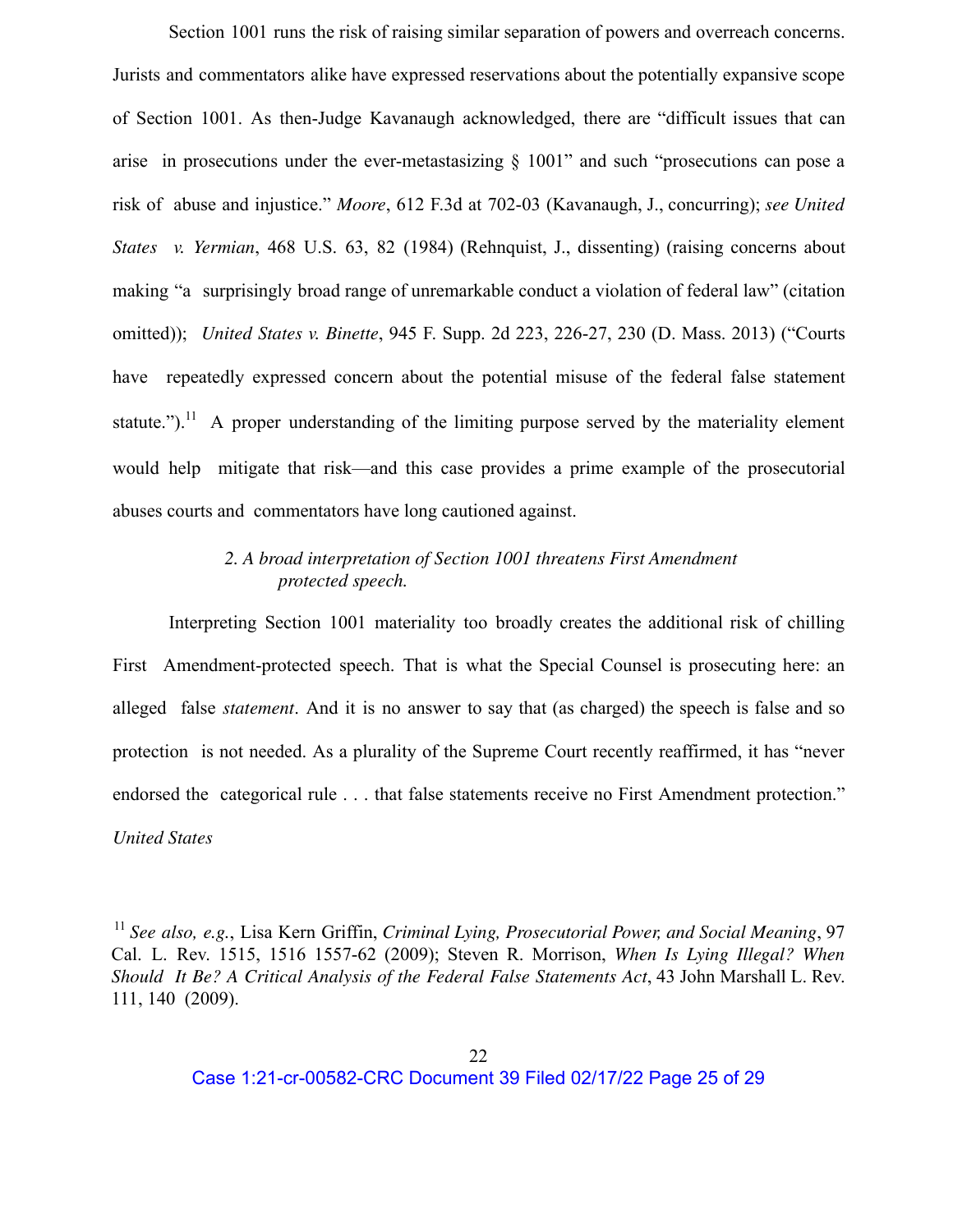Section 1001 runs the risk of raising similar separation of powers and overreach concerns. Jurists and commentators alike have expressed reservations about the potentially expansive scope of Section 1001. As then-Judge Kavanaugh acknowledged, there are "difficult issues that can arise in prosecutions under the ever-metastasizing § 1001" and such "prosecutions can pose a risk of abuse and injustice." *Moore*, 612 F.3d at 702-03 (Kavanaugh, J., concurring); *see United States v. Yermian*, 468 U.S. 63, 82 (1984) (Rehnquist, J., dissenting) (raising concerns about making "a surprisingly broad range of unremarkable conduct a violation of federal law" (citation omitted)); *United States v. Binette*, 945 F. Supp. 2d 223, 226-27, 230 (D. Mass. 2013) ("Courts have repeatedly expressed concern about the potential misuse of the federal false statement statute.").[11] A proper understanding of the limiting purpose served by the materiality element would help mitigate that risk—and this case provides a prime example of the prosecutorial abuses courts and commentators have long cautioned against.

*2. A broad interpretation of Section 1001 threatens First Amendment protected speech.*

Interpreting Section 1001 materiality too broadly creates the additional risk of chilling First Amendment-protected speech. That is what the Special Counsel is prosecuting here: an alleged false *statement*. And it is no answer to say that (as charged) the speech is false and so protection is not needed. As a plurality of the Supreme Court recently reaffirmed, it has "never endorsed the categorical rule . . . that false statements receive no First Amendment protection." *United States*

[11] *See also, e.g.*, Lisa Kern Griffin, *Criminal Lying, Prosecutorial Power, and Social Meaning*, 97 Cal. L. Rev. 1515, 1516 1557-62 (2009); Steven R. Morrison, *When Is Lying Illegal? When Should It Be? A Critical Analysis of the Federal False Statements Act*, 43 John Marshall L. Rev. 111, 140 (2009).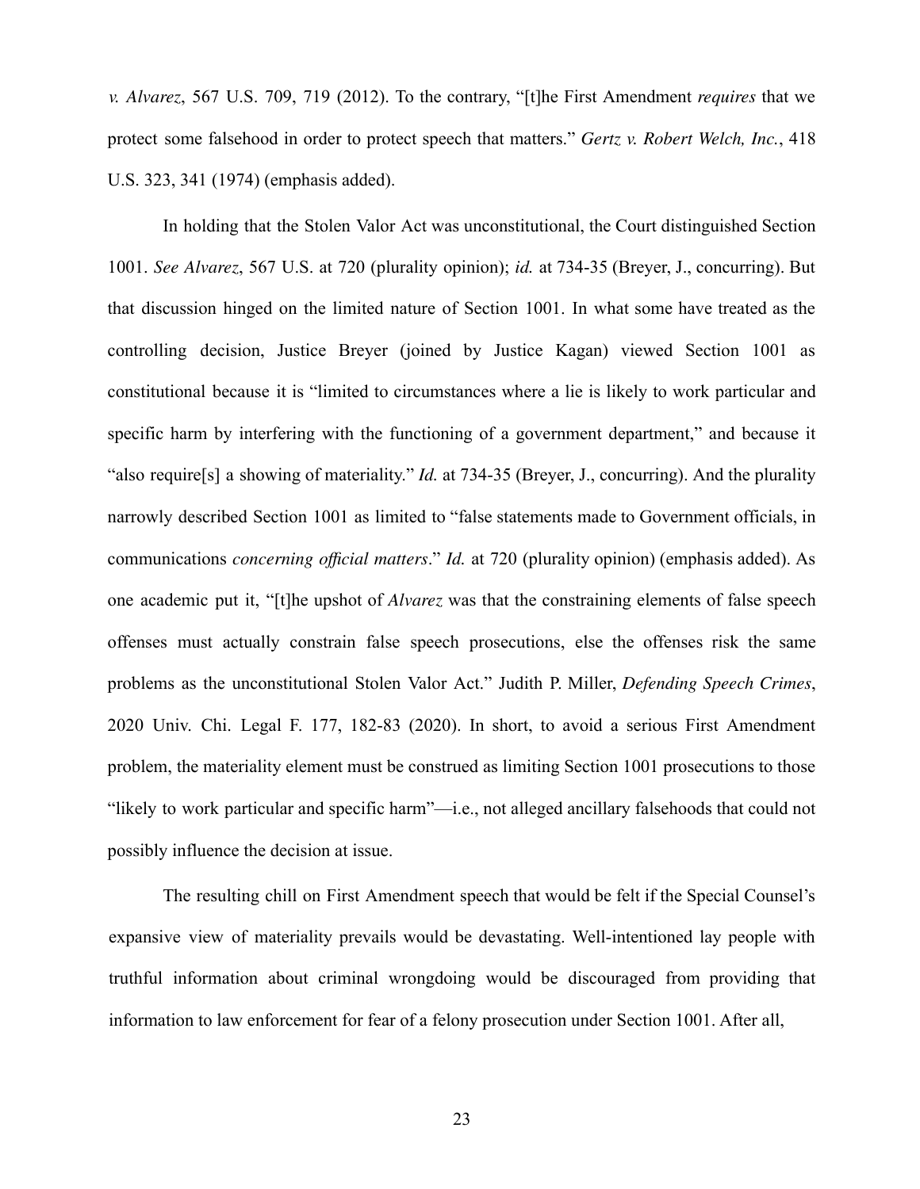*v. Alvarez*, 567 U.S. 709, 719 (2012). To the contrary, "[t]he First Amendment *requires* that we protect some falsehood in order to protect speech that matters." *Gertz v. Robert Welch, Inc.*, 418 U.S. 323, 341 (1974) (emphasis added).

In holding that the Stolen Valor Act was unconstitutional, the Court distinguished Section 1001. *See Alvarez*, 567 U.S. at 720 (plurality opinion); *id.* at 734-35 (Breyer, J., concurring). But that discussion hinged on the limited nature of Section 1001. In what some have treated as the controlling decision, Justice Breyer (joined by Justice Kagan) viewed Section 1001 as constitutional because it is "limited to circumstances where a lie is likely to work particular and specific harm by interfering with the functioning of a government department," and because it "also require[s] a showing of materiality." *Id.* at 734-35 (Breyer, J., concurring). And the plurality narrowly described Section 1001 as limited to "false statements made to Government officials, in communications *concerning official matters*." *Id.* at 720 (plurality opinion) (emphasis added). As one academic put it, "[t]he upshot of *Alvarez* was that the constraining elements of false speech offenses must actually constrain false speech prosecutions, else the offenses risk the same problems as the unconstitutional Stolen Valor Act." Judith P. Miller, *Defending Speech Crimes*, 2020 Univ. Chi. Legal F. 177, 182-83 (2020). In short, to avoid a serious First Amendment problem, the materiality element must be construed as limiting Section 1001 prosecutions to those "likely to work particular and specific harm"—i.e., not alleged ancillary falsehoods that could not possibly influence the decision at issue.

The resulting chill on First Amendment speech that would be felt if the Special Counsel's expansive view of materiality prevails would be devastating. Well-intentioned lay people with truthful information about criminal wrongdoing would be discouraged from providing that information to law enforcement for fear of a felony prosecution under Section 1001. After all,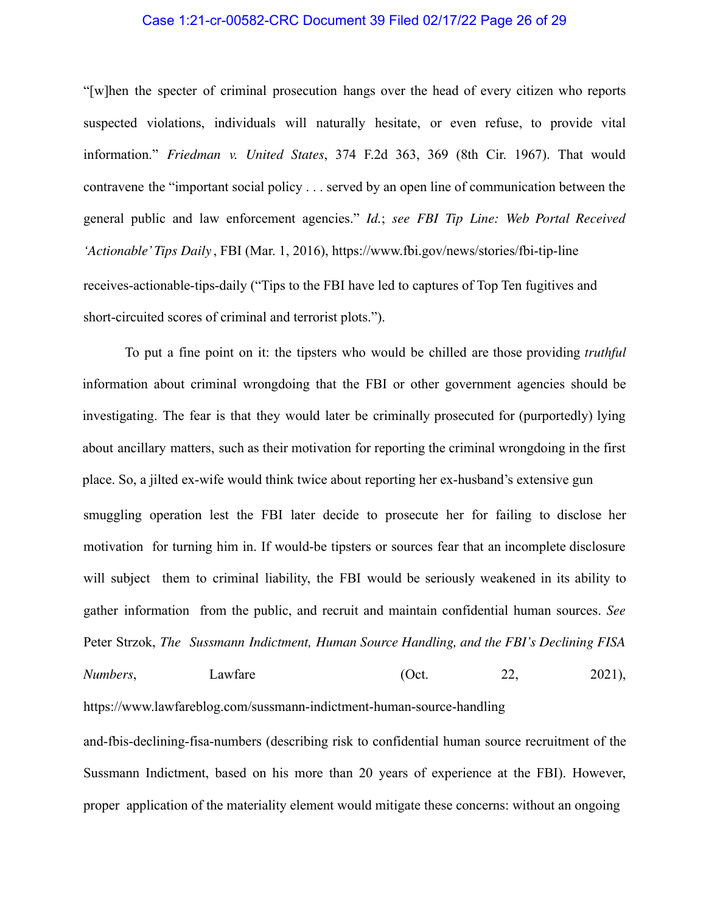"[w]hen the specter of criminal prosecution hangs over the head of every citizen who reports suspected violations, individuals will naturally hesitate, or even refuse, to provide vital information." *Friedman v. United States*, 374 F.2d 363, 369 (8th Cir. 1967). That would contravene the "important social policy . . . served by an open line of communication between the general public and law enforcement agencies." *Id.*; *see FBI Tip Line: Web Portal Received 'Actionable' Tips Daily*, FBI (Mar. 1, 2016), https://www.fbi.gov/news/stories/fbi-tip-line receives-actionable-tips-daily ("Tips to the FBI have led to captures of Top Ten fugitives and short-circuited scores of criminal and terrorist plots.").

To put a fine point on it: the tipsters who would be chilled are those providing *truthful* information about criminal wrongdoing that the FBI or other government agencies should be investigating. The fear is that they would later be criminally prosecuted for (purportedly) lying about ancillary matters, such as their motivation for reporting the criminal wrongdoing in the first place. So, a jilted ex-wife would think twice about reporting her ex-husband's extensive gun smuggling operation lest the FBI later decide to prosecute her for failing to disclose her motivation for turning him in. If would-be tipsters or sources fear that an incomplete disclosure will subject them to criminal liability, the FBI would be seriously weakened in its ability to gather information from the public, and recruit and maintain confidential human sources. *See* Peter Strzok, *The Sussmann Indictment, Human Source Handling, and the FBI's Declining FISA Numbers*, Lawfare (Oct. 22, 2021), https://www.lawfareblog.com/sussmann-indictment-human-source-handling and-fbis-declining-fisa-numbers (describing risk to confidential human source recruitment of the Sussmann Indictment, based on his more than 20 years of experience at the FBI). However, proper application of the materiality element would mitigate these concerns: without an ongoing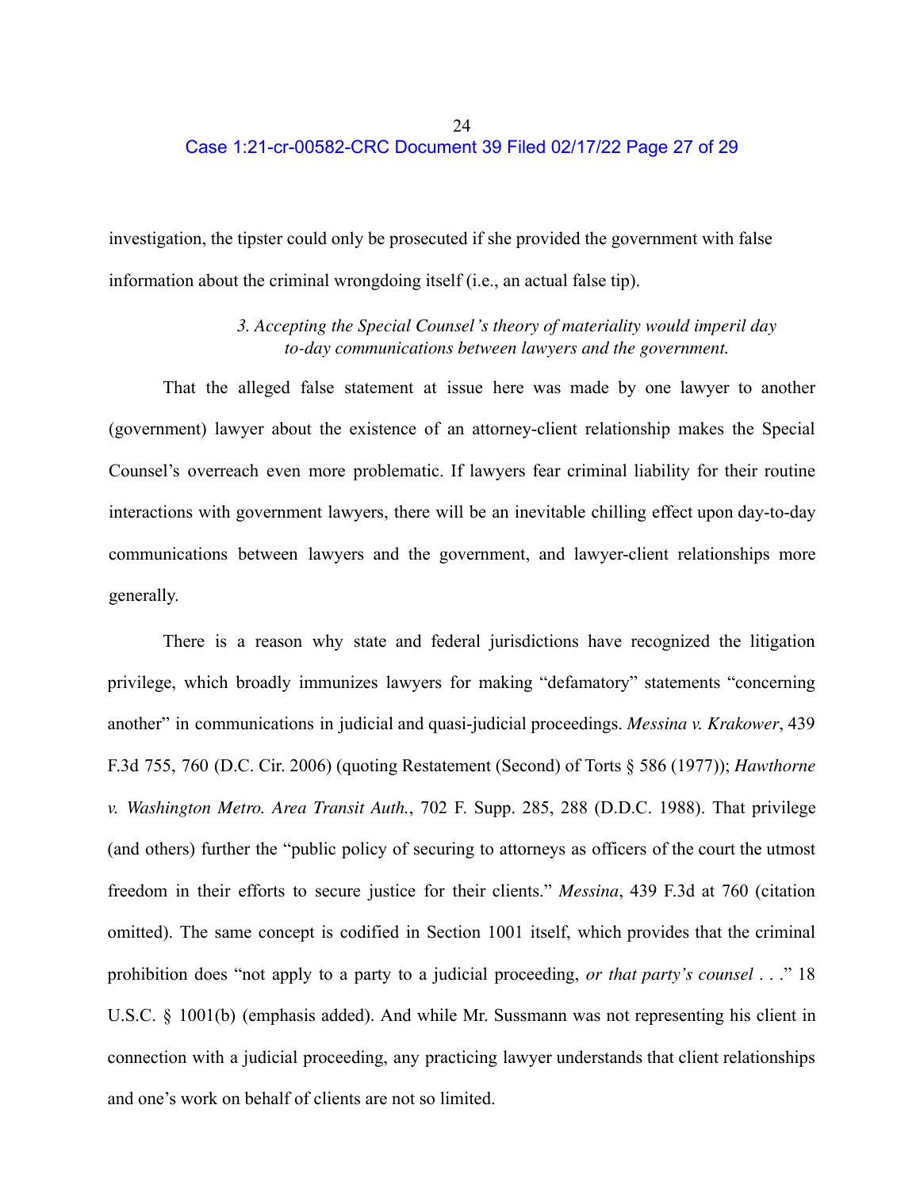investigation, the tipster could only be prosecuted if she provided the government with false information about the criminal wrongdoing itself (i.e., an actual false tip).

*3. Accepting the Special Counsel's theory of materiality would imperil day to-day communications between lawyers and the government.*

That the alleged false statement at issue here was made by one lawyer to another (government) lawyer about the existence of an attorney-client relationship makes the Special Counsel's overreach even more problematic. If lawyers fear criminal liability for their routine interactions with government lawyers, there will be an inevitable chilling effect upon day-to-day communications between lawyers and the government, and lawyer-client relationships more generally.

There is a reason why state and federal jurisdictions have recognized the litigation privilege, which broadly immunizes lawyers for making "defamatory" statements "concerning another" in communications in judicial and quasi-judicial proceedings. *Messina v. Krakower*, 439 F.3d 755, 760 (D.C. Cir. 2006) (quoting Restatement (Second) of Torts § 586 (1977)); *Hawthorne v. Washington Metro. Area Transit Auth.*, 702 F. Supp. 285, 288 (D.D.C. 1988). That privilege (and others) further the "public policy of securing to attorneys as officers of the court the utmost freedom in their efforts to secure justice for their clients." *Messina*, 439 F.3d at 760 (citation omitted). The same concept is codified in Section 1001 itself, which provides that the criminal prohibition does "not apply to a party to a judicial proceeding, *or that party's counsel* . . ." 18 U.S.C. § 1001(b) (emphasis added). And while Mr. Sussmann was not representing his client in connection with a judicial proceeding, any practicing lawyer understands that client relationships and one's work on behalf of clients are not so limited.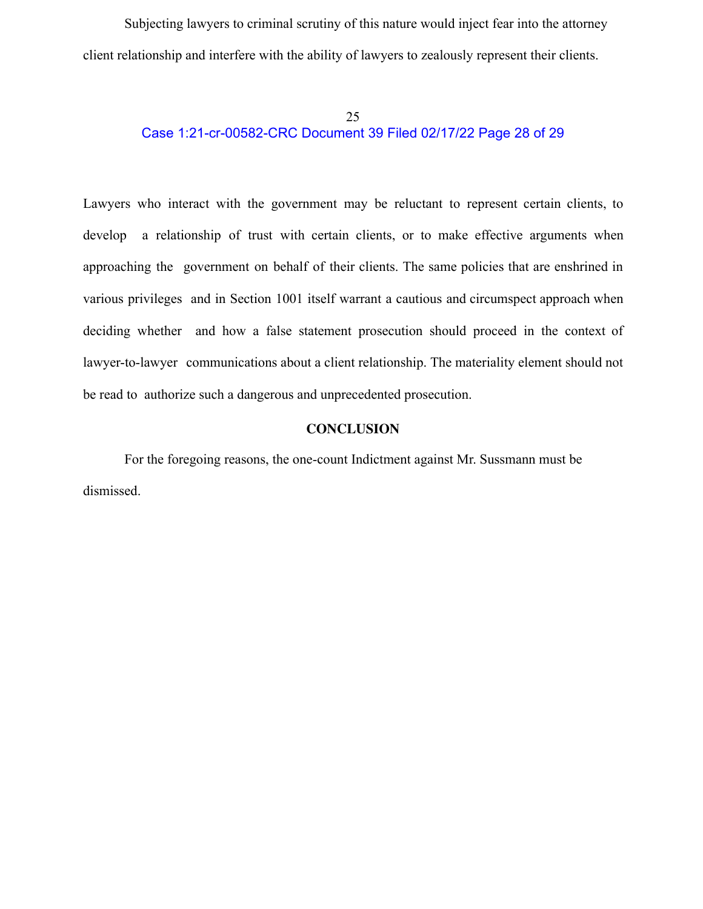Subjecting lawyers to criminal scrutiny of this nature would inject fear into the attorney client relationship and interfere with the ability of lawyers to zealously represent their clients.

Lawyers who interact with the government may be reluctant to represent certain clients, to develop a relationship of trust with certain clients, or to make effective arguments when approaching the government on behalf of their clients. The same policies that are enshrined in various privileges and in Section 1001 itself warrant a cautious and circumspect approach when deciding whether and how a false statement prosecution should proceed in the context of lawyer-to-lawyer communications about a client relationship. The materiality element should not be read to authorize such a dangerous and unprecedented prosecution.

**CONCLUSION**

For the foregoing reasons, the one-count Indictment against Mr. Sussmann must be dismissed.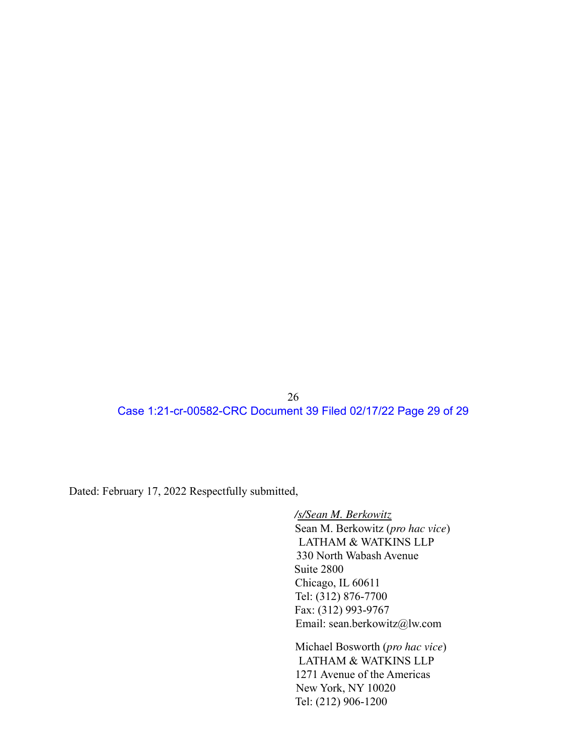Dated: February 17, 2022 Respectfully submitted,

*/s/Sean M. Berkowitz*
Sean M. Berkowitz (*pro hac vice*)
LATHAM & WATKINS LLP
330 North Wabash Avenue
Suite 2800
Chicago, IL 60611
Tel: (312) 876-7700
Fax: (312) 993-9767
Email: sean.berkowitz@lw.com

Michael Bosworth (*pro hac vice*)
LATHAM & WATKINS LLP
1271 Avenue of the Americas
New York, NY 10020
Tel: (212) 906-1200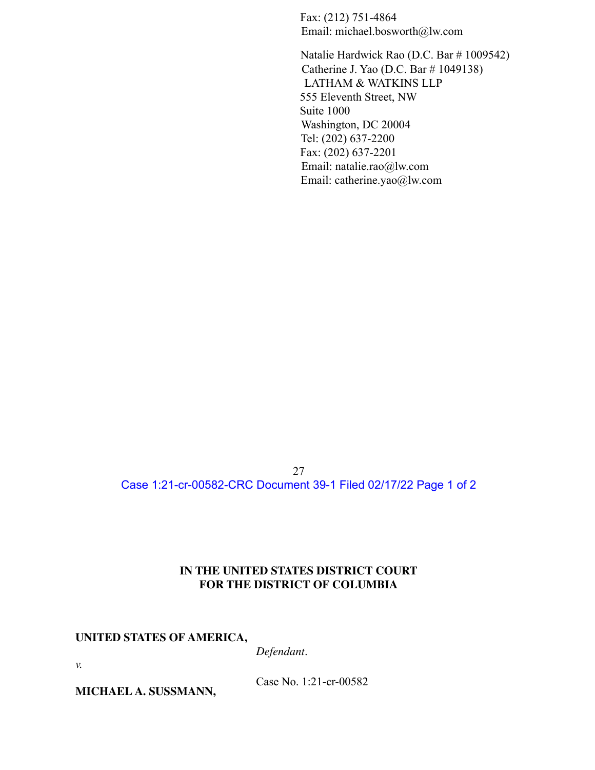Fax: (212) 751-4864
Email: michael.bosworth@lw.com

Natalie Hardwick Rao (D.C. Bar # 1009542)
Catherine J. Yao (D.C. Bar # 1049138)
LATHAM & WATKINS LLP
555 Eleventh Street, NW
Suite 1000
Washington, DC 20004
Tel: (202) 637-2200
Fax: (202) 637-2201
Email: natalie.rao@lw.com
Email: catherine.yao@lw.com

**IN THE UNITED STATES DISTRICT COURT**
**FOR THE DISTRICT OF COLUMBIA**

**UNITED STATES OF AMERICA,**

*v.*

**MICHAEL A. SUSSMANN,**

*Defendant*.

Case No. 1:21-cr-00582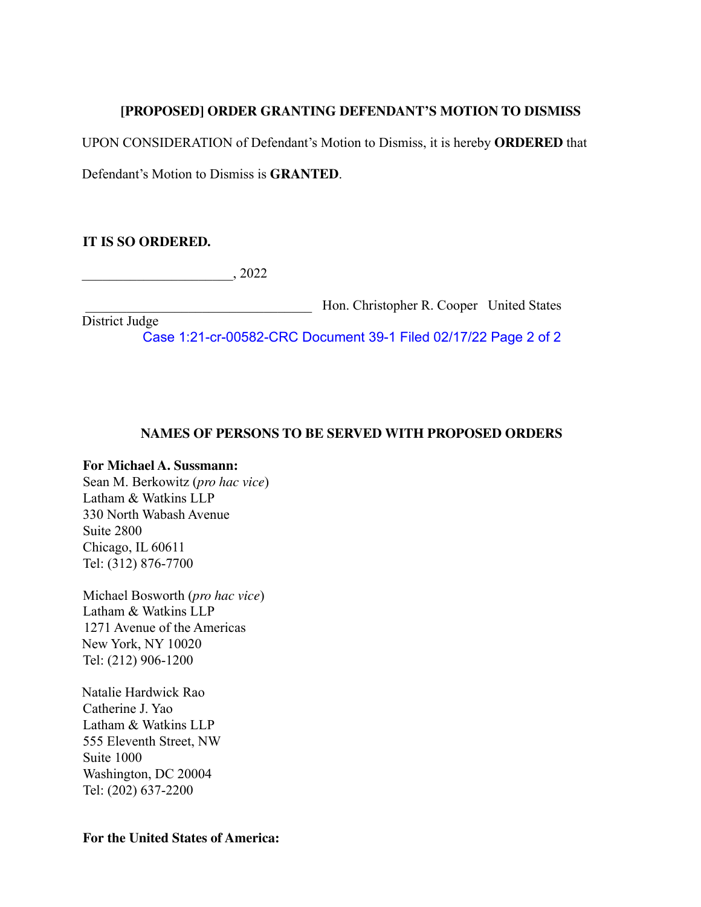### [PROPOSED] ORDER GRANTING DEFENDANT'S MOTION TO DISMISS

UPON CONSIDERATION of Defendant's Motion to Dismiss, it is hereby **ORDERED** that Defendant's Motion to Dismiss is **GRANTED**.

**IT IS SO ORDERED.**

______________________, 2022

__________________________________ Hon. Christopher R. Cooper United States District Judge

### NAMES OF PERSONS TO BE SERVED WITH PROPOSED ORDERS

**For Michael A. Sussmann:**
Sean M. Berkowitz (*pro hac vice*)
Latham & Watkins LLP
330 North Wabash Avenue
Suite 2800
Chicago, IL 60611
Tel: (312) 876-7700

Michael Bosworth (*pro hac vice*)
Latham & Watkins LLP
1271 Avenue of the Americas
New York, NY 10020
Tel: (212) 906-1200

Natalie Hardwick Rao
Catherine J. Yao
Latham & Watkins LLP
555 Eleventh Street, NW
Suite 1000
Washington, DC 20004
Tel: (202) 637-2200

**For the United States of America:**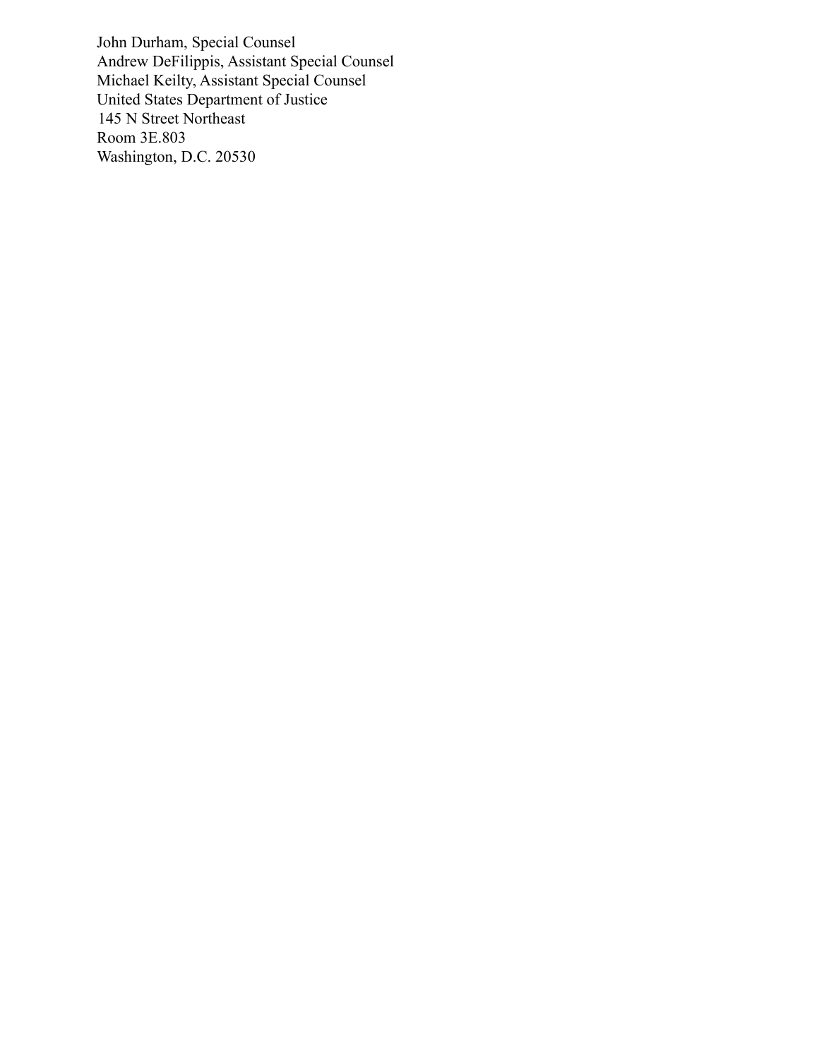John Durham, Special Counsel
Andrew DeFilippis, Assistant Special Counsel
Michael Keilty, Assistant Special Counsel
United States Department of Justice
145 N Street Northeast
Room 3E.803
Washington, D.C. 20530